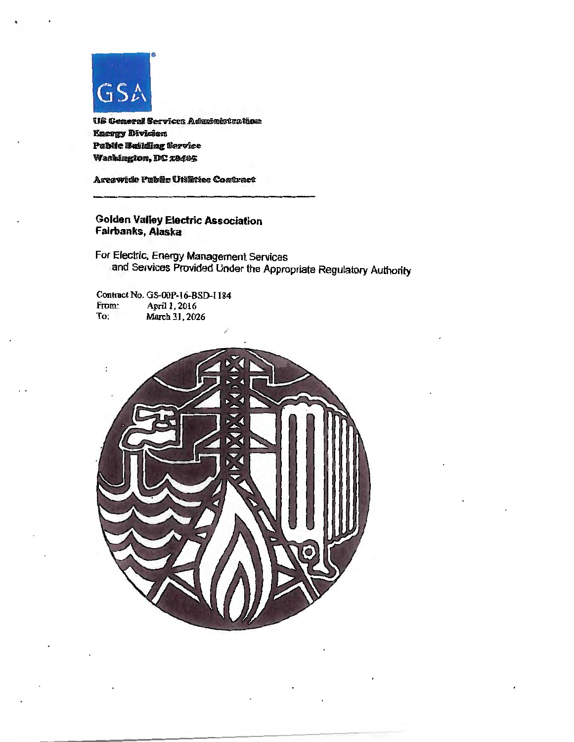GSA

US General Services Administration
Energy Division
Public Building Service
Washington, DC 20405

Areawide Public Utilities Contract

---

**Golden Valley Electric Association**
**Fairbanks, Alaska**

For Electric, Energy Management Services
and Services Provided Under the Appropriate Regulatory Authority

Contract No. GS-00P-16-BSD-1184
From: April 1, 2016
To: March 31, 2026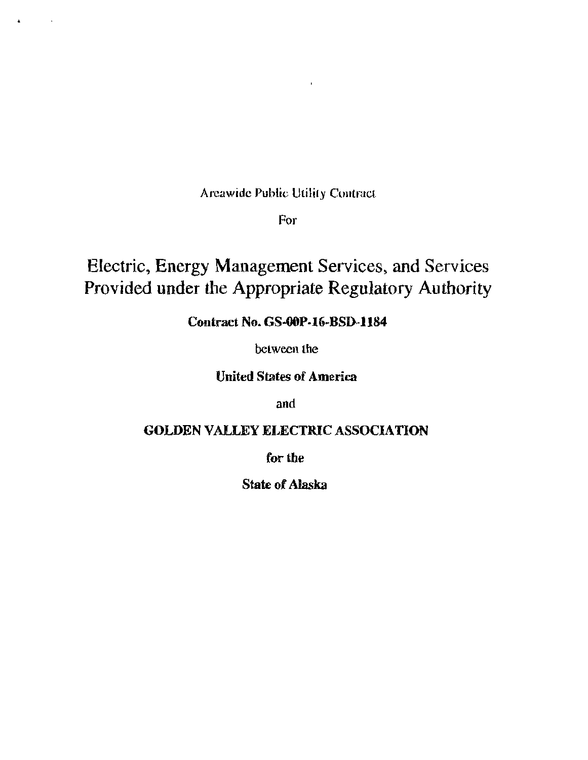Areawide Public Utility Contract

For

# Electric, Energy Management Services, and Services Provided under the Appropriate Regulatory Authority

**Contract No. GS-00P-16-BSD-1184**

between the

**United States of America**

and

**GOLDEN VALLEY ELECTRIC ASSOCIATION**

**for the**

**State of Alaska**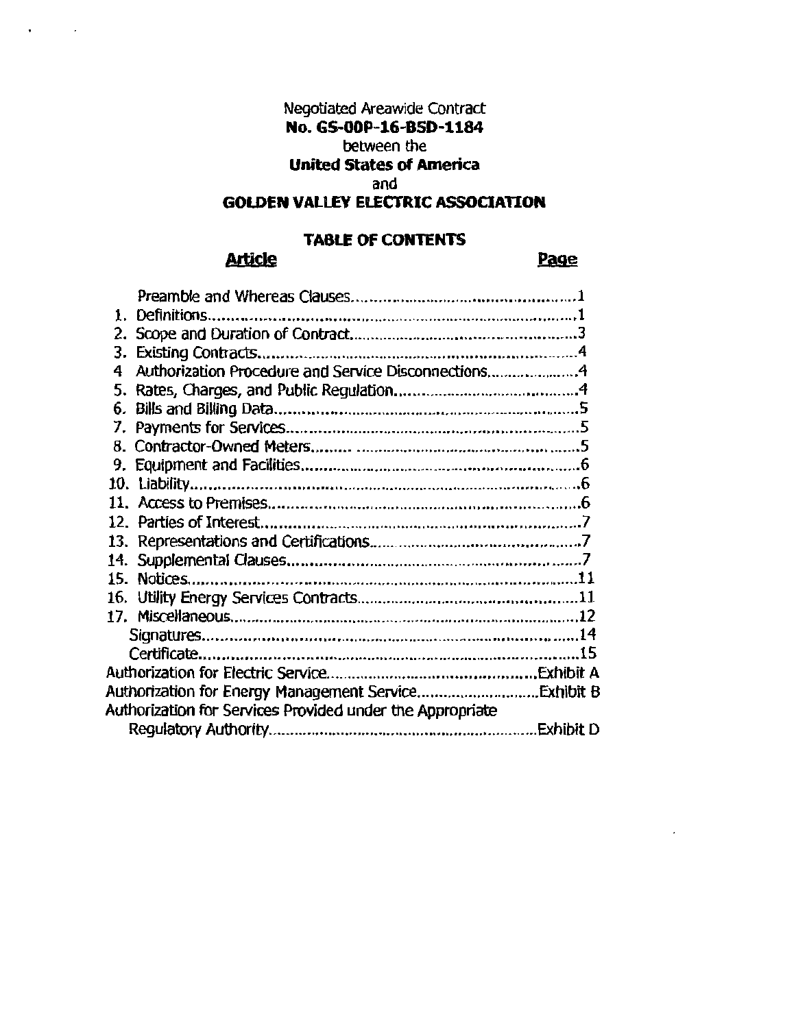Negotiated Areawide Contract
**No. GS-00P-16-BSD-1184**
between the
**United States of America**
and
**GOLDEN VALLEY ELECTRIC ASSOCIATION**

## TABLE OF CONTENTS

| Article | | Page |
|---|---|---|
| | Preamble and Whereas Clauses | 1 |
| 1. | Definitions | 1 |
| 2. | Scope and Duration of Contract | 3 |
| 3. | Existing Contracts | 4 |
| 4 | Authorization Procedure and Service Disconnections | 4 |
| 5. | Rates, Charges, and Public Regulation | 4 |
| 6. | Bills and Billing Data | 5 |
| 7. | Payments for Services | 5 |
| 8. | Contractor-Owned Meters | 5 |
| 9. | Equipment and Facilities | 6 |
| 10. | Liability | 6 |
| 11. | Access to Premises | 6 |
| 12. | Parties of Interest | 7 |
| 13. | Representations and Certifications | 7 |
| 14. | Supplemental Clauses | 7 |
| 15. | Notices | 11 |
| 16. | Utility Energy Services Contracts | 11 |
| 17. | Miscellaneous | 12 |
| | Signatures | 14 |
| | Certificate | 15 |
| | Authorization for Electric Service | Exhibit A |
| | Authorization for Energy Management Service | Exhibit B |
| | Authorization for Services Provided under the Appropriate Regulatory Authority | Exhibit D |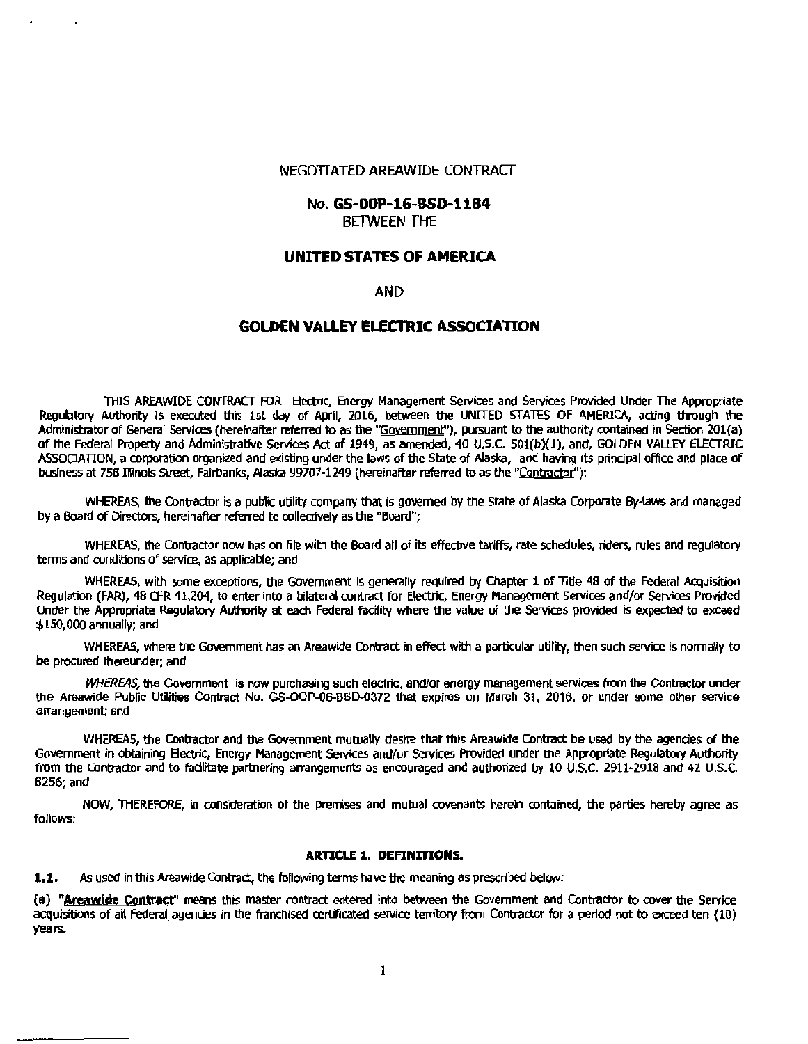NEGOTIATED AREAWIDE CONTRACT

No. **GS-00P-16-BSD-1184**
BETWEEN THE

**UNITED STATES OF AMERICA**

AND

**GOLDEN VALLEY ELECTRIC ASSOCIATION**

THIS AREAWIDE CONTRACT FOR Electric, Energy Management Services and Services Provided Under The Appropriate Regulatory Authority is executed this 1st day of April, 2016, between the UNITED STATES OF AMERICA, acting through the Administrator of General Services (hereinafter referred to as the "Government"), pursuant to the authority contained in Section 201(a) of the Federal Property and Administrative Services Act of 1949, as amended, 40 U.S.C. 501(b)(1), and, GOLDEN VALLEY ELECTRIC ASSOCIATION, a corporation organized and existing under the laws of the State of Alaska, and having its principal office and place of business at 758 Illinois Street, Fairbanks, Alaska 99707-1249 (hereinafter referred to as the "Contractor"):

WHEREAS, the Contractor is a public utility company that is governed by the State of Alaska Corporate By-laws and managed by a Board of Directors, hereinafter referred to collectively as the "Board";

WHEREAS, the Contractor now has on file with the Board all of its effective tariffs, rate schedules, riders, rules and regulatory terms and conditions of service, as applicable; and

WHEREAS, with some exceptions, the Government is generally required by Chapter 1 of Title 48 of the Federal Acquisition Regulation (FAR), 48 CFR 41.204, to enter into a bilateral contract for Electric, Energy Management Services and/or Services Provided Under the Appropriate Regulatory Authority at each Federal facility where the value of the Services provided is expected to exceed $150,000 annually; and

WHEREAS, where the Government has an Areawide Contract in effect with a particular utility, then such service is normally to be procured thereunder; and

*WHEREAS,* the Government is now purchasing such electric, and/or energy management services from the Contractor under the Areawide Public Utilities Contract No. GS-OOP-06-BSD-0372 that expires on March 31, 2016, or under some other service arrangement; and

WHEREAS, the Contractor and the Government mutually desire that this Areawide Contract be used by the agencies of the Government in obtaining Electric, Energy Management Services and/or Services Provided under the Appropriate Regulatory Authority from the Contractor and to facilitate partnering arrangements as encouraged and authorized by 10 U.S.C. 2911-2918 and 42 U.S.C. 8256; and

NOW, THEREFORE, in consideration of the premises and mutual covenants herein contained, the parties hereby agree as follows:

## ARTICLE 1. DEFINITIONS.

**1.1.** As used in this Areawide Contract, the following terms have the meaning as prescribed below:

**(a)** "**Areawide Contract**" means this master contract entered into between the Government and Contractor to cover the Service acquisitions of all Federal agencies in the franchised certificated service territory from Contractor for a period not to exceed ten (10) years.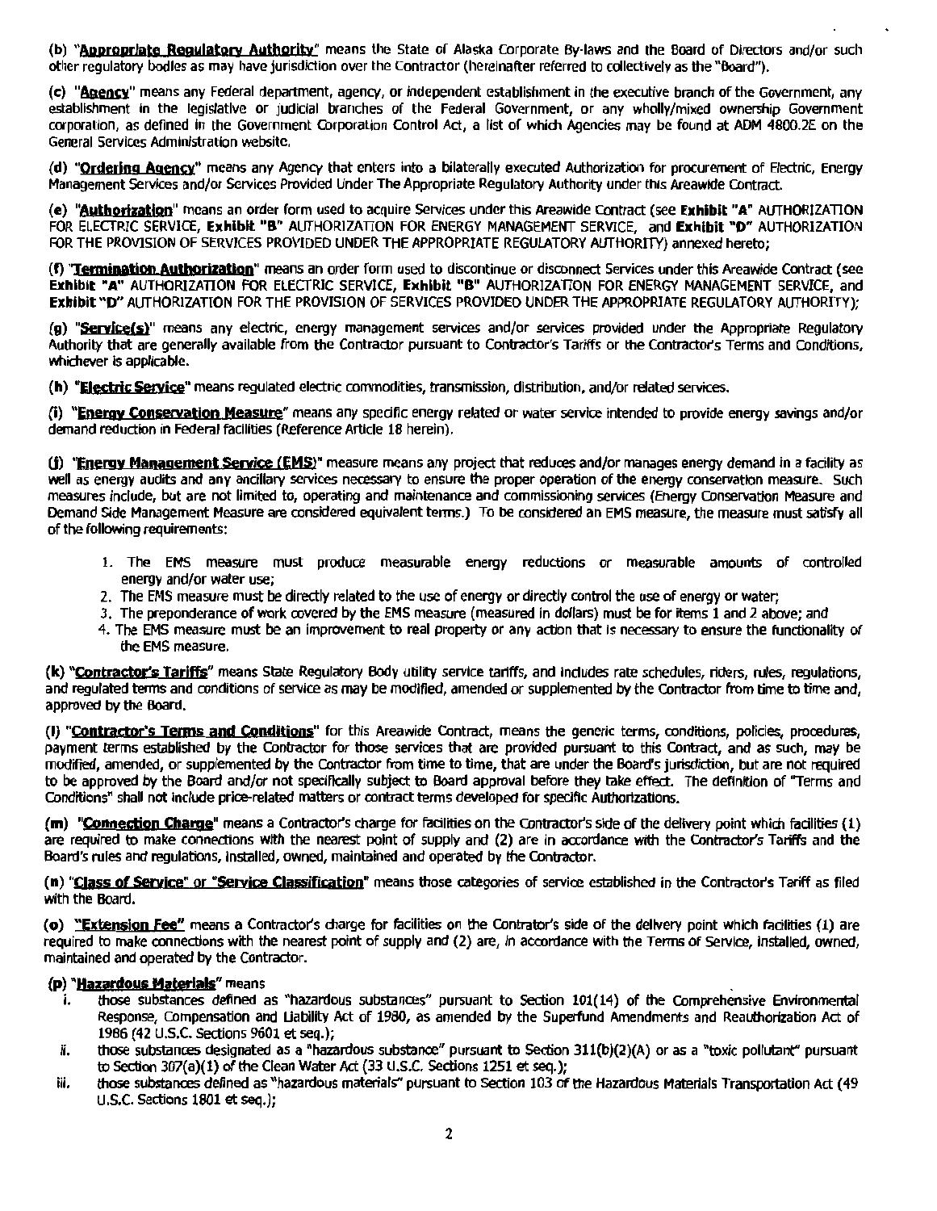(b) "**Appropriate Regulatory Authority**" means the State of Alaska Corporate By-laws and the Board of Directors and/or such other regulatory bodies as may have jurisdiction over the Contractor (hereinafter referred to collectively as the "Board").

(c) "**Agency**" means any Federal department, agency, or independent establishment in the executive branch of the Government, any establishment in the legislative or judicial branches of the Federal Government, or any wholly/mixed ownership Government corporation, as defined in the Government Corporation Control Act, a list of which Agencies may be found at ADM 4800.2E on the General Services Administration website.

(d) "**Ordering Agency**" means any Agency that enters into a bilaterally executed Authorization for procurement of Electric, Energy Management Services and/or Services Provided Under The Appropriate Regulatory Authority under this Areawide Contract.

(e) "**Authorization**" means an order form used to acquire Services under this Areawide Contract (see **Exhibit "A"** AUTHORIZATION FOR ELECTRIC SERVICE, **Exhibit "B"** AUTHORIZATION FOR ENERGY MANAGEMENT SERVICE, and **Exhibit "D"** AUTHORIZATION FOR THE PROVISION OF SERVICES PROVIDED UNDER THE APPROPRIATE REGULATORY AUTHORITY) annexed hereto;

(f) "**Termination Authorization**" means an order form used to discontinue or disconnect Services under this Areawide Contract (see **Exhibit "A"** AUTHORIZATION FOR ELECTRIC SERVICE, **Exhibit "B"** AUTHORIZATION FOR ENERGY MANAGEMENT SERVICE, and **Exhibit "D"** AUTHORIZATION FOR THE PROVISION OF SERVICES PROVIDED UNDER THE APPROPRIATE REGULATORY AUTHORITY);

(g) "**Service(s)**" means any electric, energy management services and/or services provided under the Appropriate Regulatory Authority that are generally available from the Contractor pursuant to Contractor's Tariffs or the Contractor's Terms and Conditions, whichever is applicable.

(h) "**Electric Service**" means regulated electric commodities, transmission, distribution, and/or related services.

(i) "**Energy Conservation Measure**" means any specific energy related or water service intended to provide energy savings and/or demand reduction in Federal facilities (Reference Article 18 herein).

(j) "**Energy Management Service (EMS)**" measure means any project that reduces and/or manages energy demand in a facility as well as energy audits and any ancillary services necessary to ensure the proper operation of the energy conservation measure. Such measures include, but are not limited to, operating and maintenance and commissioning services (Energy Conservation Measure and Demand Side Management Measure are considered equivalent terms.) To be considered an EMS measure, the measure must satisfy all of the following requirements:

1. The EMS measure must produce measurable energy reductions or measurable amounts of controlled energy and/or water use;
2. The EMS measure must be directly related to the use of energy or directly control the use of energy or water;
3. The preponderance of work covered by the EMS measure (measured in dollars) must be for items 1 and 2 above; and
4. The EMS measure must be an improvement to real property or any action that is necessary to ensure the functionality of the EMS measure.

(k) "**Contractor's Tariffs**" means State Regulatory Body utility service tariffs, and includes rate schedules, riders, rules, regulations, and regulated terms and conditions of service as may be modified, amended or supplemented by the Contractor from time to time and, approved by the Board.

(l) "**Contractor's Terms and Conditions**" for this Areawide Contract, means the generic terms, conditions, policies, procedures, payment terms established by the Contractor for those services that are provided pursuant to this Contract, and as such, may be modified, amended, or supplemented by the Contractor from time to time, that are under the Board's jurisdiction, but are not required to be approved by the Board and/or not specifically subject to Board approval before they take effect. The definition of "Terms and Conditions" shall not include price-related matters or contract terms developed for specific Authorizations.

(m) "**Connection Charge**" means a Contractor's charge for facilities on the Contractor's side of the delivery point which facilities (1) are required to make connections with the nearest point of supply and (2) are in accordance with the Contractor's Tariffs and the Board's rules and regulations, installed, owned, maintained and operated by the Contractor.

(n) "**Class of Service**" or "**Service Classification**" means those categories of service established in the Contractor's Tariff as filed with the Board.

(o) "**Extension Fee**" means a Contractor's charge for facilities on the Contrator's side of the delivery point which facilities (1) are required to make connections with the nearest point of supply and (2) are, in accordance with the Terms of Service, installed, owned, maintained and operated by the Contractor.

(p) "**Hazardous Materials**" means

- i. those substances defined as "hazardous substances" pursuant to Section 101(14) of the Comprehensive Environmental Response, Compensation and Liability Act of 1980, as amended by the Superfund Amendments and Reauthorization Act of 1986 (42 U.S.C. Sections 9601 et seq.);
- ii. those substances designated as a "hazardous substance" pursuant to Section 311(b)(2)(A) or as a "toxic pollutant" pursuant to Section 307(a)(1) of the Clean Water Act (33 U.S.C. Sections 1251 et seq.);
- iii. those substances defined as "hazardous materials" pursuant to Section 103 of the Hazardous Materials Transportation Act (49 U.S.C. Sections 1801 et seq.);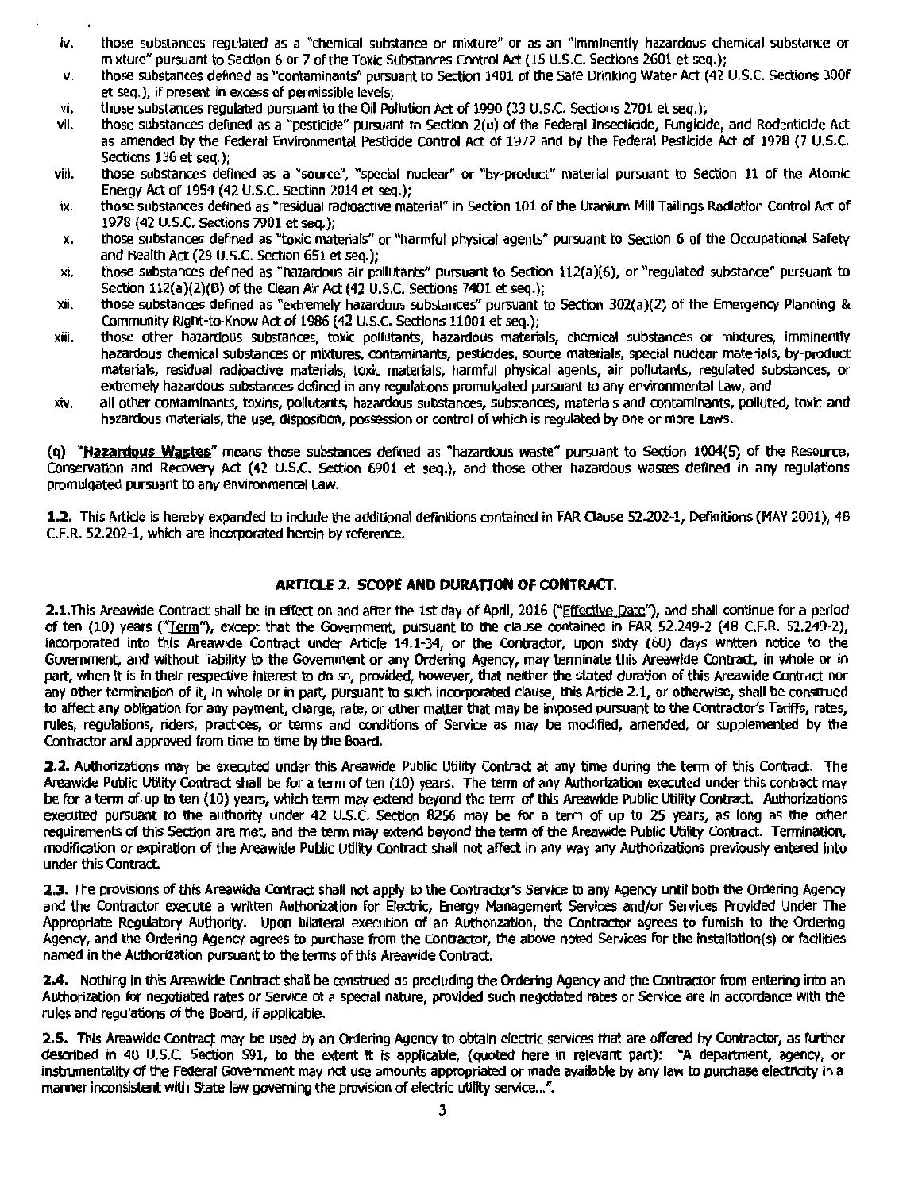iv. those substances regulated as a "chemical substance or mixture" or as an "imminently hazardous chemical substance or mixture" pursuant to Section 6 or 7 of the Toxic Substances Control Act (15 U.S.C. Sections 2601 et seq.);

v. those substances defined as "contaminants" pursuant to Section 1401 of the Safe Drinking Water Act (42 U.S.C. Sections 300f et seq.), if present in excess of permissible levels;

vi. those substances regulated pursuant to the Oil Pollution Act of 1990 (33 U.S.C. Sections 2701 et seq.);

vii. those substances defined as a "pesticide" pursuant to Section 2(u) of the Federal Insecticide, Fungicide, and Rodenticide Act as amended by the Federal Environmental Pesticide Control Act of 1972 and by the Federal Pesticide Act of 1978 (7 U.S.C. Sections 136 et seq.);

viii. those substances defined as a "source", "special nuclear" or "by-product" material pursuant to Section 11 of the Atomic Energy Act of 1954 (42 U.S.C. Section 2014 et seq.);

ix. those substances defined as "residual radioactive material" in Section 101 of the Uranium Mill Tailings Radiation Control Act of 1978 (42 U.S.C. Sections 7901 et seq.);

x. those substances defined as "toxic materials" or "harmful physical agents" pursuant to Section 6 of the Occupational Safety and Health Act (29 U.S.C. Section 651 et seq.);

xi. those substances defined as "hazardous air pollutants" pursuant to Section 112(a)(6), or "regulated substance" pursuant to Section 112(a)(2)(B) of the Clean Air Act (42 U.S.C. Sections 7401 et seq.);

xii. those substances defined as "extremely hazardous substances" pursuant to Section 302(a)(2) of the Emergency Planning & Community Right-to-Know Act of 1986 (42 U.S.C. Sections 11001 et seq.);

xiii. those other hazardous substances, toxic pollutants, hazardous materials, chemical substances or mixtures, imminently hazardous chemical substances or mixtures, contaminants, pesticides, source materials, special nuclear materials, by-product materials, residual radioactive materials, toxic materials, harmful physical agents, air pollutants, regulated substances, or extremely hazardous substances defined in any regulations promulgated pursuant to any environmental Law, and

xiv. all other contaminants, toxins, pollutants, hazardous substances, substances, materials and contaminants, polluted, toxic and hazardous materials, the use, disposition, possession or control of which is regulated by one or more Laws.

(q) "**Hazardous Wastes**" means those substances defined as "hazardous waste" pursuant to Section 1004(5) of the Resource, Conservation and Recovery Act (42 U.S.C. Section 6901 et seq.), and those other hazardous wastes defined in any regulations promulgated pursuant to any environmental Law.

**1.2.** This Article is hereby expanded to include the additional definitions contained in FAR Clause 52.202-1, Definitions (MAY 2001), 48 C.F.R. 52.202-1, which are incorporated herein by reference.

## ARTICLE 2. SCOPE AND DURATION OF CONTRACT.

**2.1.** This Areawide Contract shall be in effect on and after the 1st day of April, 2016 ("Effective Date"), and shall continue for a period of ten (10) years ("Term"), except that the Government, pursuant to the clause contained in FAR 52.249-2 (48 C.F.R. 52.249-2), incorporated into this Areawide Contract under Article 14.1-34, or the Contractor, upon sixty (60) days written notice to the Government, and without liability to the Government or any Ordering Agency, may terminate this Areawide Contract, in whole or in part, when it is in their respective interest to do so, provided, however, that neither the stated duration of this Areawide Contract nor any other termination of it, in whole or in part, pursuant to such incorporated clause, this Article 2.1, or otherwise, shall be construed to affect any obligation for any payment, charge, rate, or other matter that may be imposed pursuant to the Contractor's Tariffs, rates, rules, regulations, riders, practices, or terms and conditions of Service as may be modified, amended, or supplemented by the Contractor and approved from time to time by the Board.

**2.2.** Authorizations may be executed under this Areawide Public Utility Contract at any time during the term of this Contract. The Areawide Public Utility Contract shall be for a term of ten (10) years. The term of any Authorization executed under this contract may be for a term of up to ten (10) years, which term may extend beyond the term of this Areawide Public Utility Contract. Authorizations executed pursuant to the authority under 42 U.S.C. Section 8256 may be for a term of up to 25 years, as long as the other requirements of this Section are met, and the term may extend beyond the term of the Areawide Public Utility Contract. Termination, modification or expiration of the Areawide Public Utility Contract shall not affect in any way any Authorizations previously entered into under this Contract.

**2.3.** The provisions of this Areawide Contract shall not apply to the Contractor's Service to any Agency until both the Ordering Agency and the Contractor execute a written Authorization for Electric, Energy Management Services and/or Services Provided Under The Appropriate Regulatory Authority. Upon bilateral execution of an Authorization, the Contractor agrees to furnish to the Ordering Agency, and the Ordering Agency agrees to purchase from the Contractor, the above noted Services for the installation(s) or facilities named in the Authorization pursuant to the terms of this Areawide Contract.

**2.4.** Nothing in this Areawide Contract shall be construed as precluding the Ordering Agency and the Contractor from entering into an Authorization for negotiated rates or Service of a special nature, provided such negotiated rates or Service are in accordance with the rules and regulations of the Board, if applicable.

**2.5.** This Areawide Contract may be used by an Ordering Agency to obtain electric services that are offered by Contractor, as further described in 40 U.S.C. Section 591, to the extent it is applicable, (quoted here in relevant part): "A department, agency, or instrumentality of the Federal Government may not use amounts appropriated or made available by any law to purchase electricity in a manner inconsistent with State law governing the provision of electric utility service...".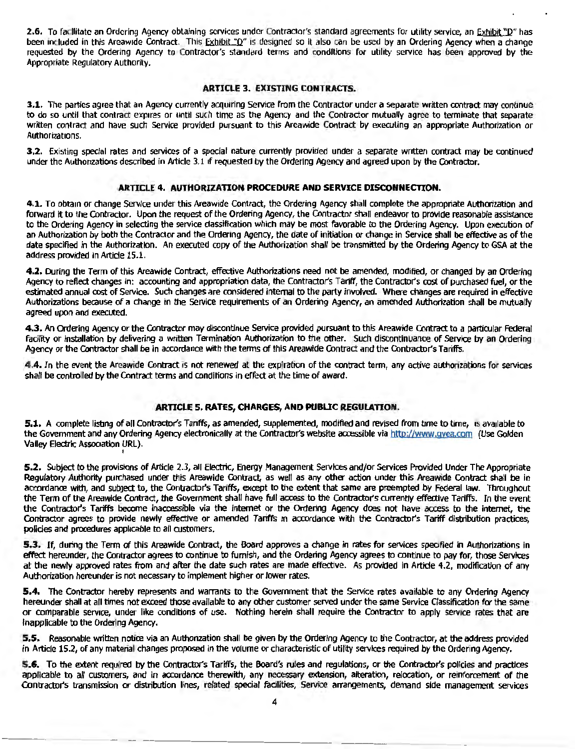**2.6.** To facilitate an Ordering Agency obtaining services under Contractor's standard agreements for utility service, an Exhibit "D" has been included in this Areawide Contract. This Exhibit "D" is designed so it also can be used by an Ordering Agency when a change requested by the Ordering Agency to Contractor's standard terms and conditions for utility service has been approved by the Appropriate Regulatory Authority.

## ARTICLE 3. EXISTING CONTRACTS.

**3.1.** The parties agree that an Agency currently acquiring Service from the Contractor under a separate written contract may continue to do so until that contract expires or until such time as the Agency and the Contractor mutually agree to terminate that separate written contract and have such Service provided pursuant to this Areawide Contract by executing an appropriate Authorization or Authorizations.

**3.2.** Existing special rates and services of a special nature currently provided under a separate written contract may be continued under the Authorizations described in Article 3.1 if requested by the Ordering Agency and agreed upon by the Contractor.

## ARTICLE 4. AUTHORIZATION PROCEDURE AND SERVICE DISCONNECTION.

**4.1.** To obtain or change Service under this Areawide Contract, the Ordering Agency shall complete the appropriate Authorization and forward it to the Contractor. Upon the request of the Ordering Agency, the Contractor shall endeavor to provide reasonable assistance to the Ordering Agency in selecting the service classification which may be most favorable to the Ordering Agency. Upon execution of an Authorization by both the Contractor and the Ordering Agency, the date of initiation or change in Service shall be effective as of the date specified in the Authorization. An executed copy of the Authorization shall be transmitted by the Ordering Agency to GSA at the address provided in Article 15.1.

**4.2.** During the Term of this Areawide Contract, effective Authorizations need not be amended, modified, or changed by an Ordering Agency to reflect changes in: accounting and appropriation data, the Contractor's Tariff, the Contractor's cost of purchased fuel, or the estimated annual cost of Service. Such changes are considered internal to the party involved. Where changes are required in effective Authorizations because of a change in the Service requirements of an Ordering Agency, an amended Authorization shall be mutually agreed upon and executed.

**4.3.** An Ordering Agency or the Contractor may discontinue Service provided pursuant to this Areawide Contract to a particular Federal facility or installation by delivering a written Termination Authorization to the other. Such discontinuance of Service by an Ordering Agency or the Contractor shall be in accordance with the terms of this Areawide Contract and the Contractor's Tariffs.

**4.4.** In the event the Areawide Contract is not renewed at the expiration of the contract term, any active authorizations for services shall be controlled by the Contract terms and conditions in effect at the time of award.

## ARTICLE 5. RATES, CHARGES, AND PUBLIC REGULATION.

**5.1.** A complete listing of all Contractor's Tariffs, as amended, supplemented, modified and revised from time to time, is available to the Government and any Ordering Agency electronically at the Contractor's website accessible via http://www.gvea.com (Use Golden Valley Electric Association URL).

**5.2.** Subject to the provisions of Article 2.3, all Electric, Energy Management Services and/or Services Provided Under The Appropriate Regulatory Authority purchased under this Areawide Contract, as well as any other action under this Areawide Contract shall be in accordance with, and subject to, the Contractor's Tariffs, except to the extent that same are preempted by Federal law. Throughout the Term of the Areawide Contract, the Government shall have full access to the Contractor's currently effective Tariffs. In the event the Contractor's Tariffs become inaccessible via the internet or the Ordering Agency does not have access to the internet, the Contractor agrees to provide newly effective or amended Tariffs in accordance with the Contractor's Tariff distribution practices, policies and procedures applicable to all customers.

**5.3.** If, during the Term of this Areawide Contract, the Board approves a change in rates for services specified in Authorizations in effect hereunder, the Contractor agrees to continue to furnish, and the Ordering Agency agrees to continue to pay for, those Services at the newly approved rates from and after the date such rates are made effective. As provided in Article 4.2, modification of any Authorization hereunder is not necessary to implement higher or lower rates.

**5.4.** The Contractor hereby represents and warrants to the Government that the Service rates available to any Ordering Agency hereunder shall at all times not exceed those available to any other customer served under the same Service Classification for the same or comparable service, under like conditions of use. Nothing herein shall require the Contractor to apply service rates that are inapplicable to the Ordering Agency.

**5.5.** Reasonable written notice via an Authorization shall be given by the Ordering Agency to the Contractor, at the address provided in Article 15.2, of any material changes proposed in the volume or characteristic of utility services required by the Ordering Agency.

**5.6.** To the extent required by the Contractor's Tariffs, the Board's rules and regulations, or the Contractor's policies and practices applicable to all customers, and in accordance therewith, any necessary extension, alteration, relocation, or reinforcement of the Contractor's transmission or distribution lines, related special facilities, Service arrangements, demand side management services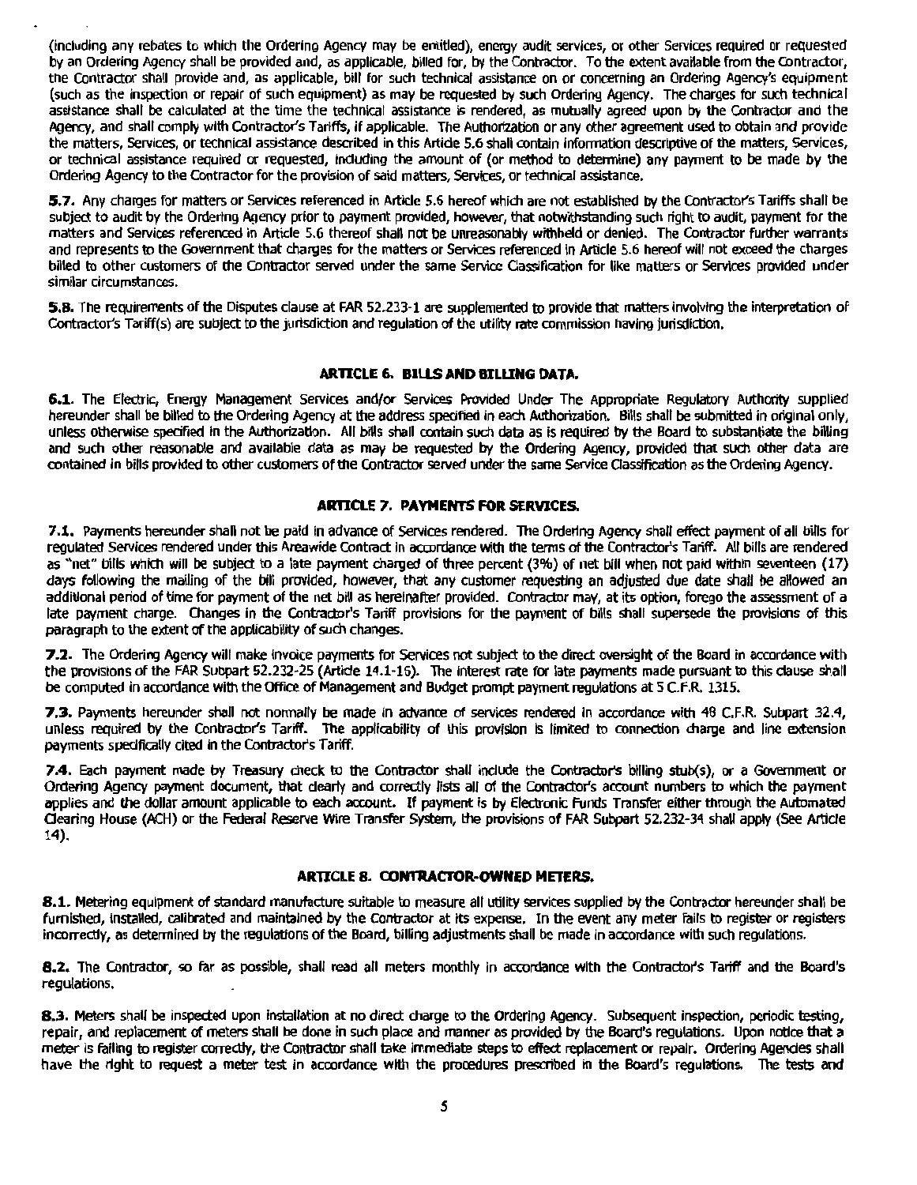(including any rebates to which the Ordering Agency may be entitled), energy audit services, or other Services required or requested by an Ordering Agency shall be provided and, as applicable, billed for, by the Contractor. To the extent available from the Contractor, the Contractor shall provide and, as applicable, bill for such technical assistance on or concerning an Ordering Agency's equipment (such as the inspection or repair of such equipment) as may be requested by such Ordering Agency. The charges for such technical assistance shall be calculated at the time the technical assistance is rendered, as mutually agreed upon by the Contractor and the Agency, and shall comply with Contractor's Tariffs, if applicable. The Authorization or any other agreement used to obtain and provide the matters, Services, or technical assistance described in this Article 5.6 shall contain information descriptive of the matters, Services, or technical assistance required or requested, including the amount of (or method to determine) any payment to be made by the Ordering Agency to the Contractor for the provision of said matters, Services, or technical assistance.

**5.7.** Any charges for matters or Services referenced in Article 5.6 hereof which are not established by the Contractor's Tariffs shall be subject to audit by the Ordering Agency prior to payment provided, however, that notwithstanding such right to audit, payment for the matters and Services referenced in Article 5.6 thereof shall not be unreasonably withheld or denied. The Contractor further warrants and represents to the Government that charges for the matters or Services referenced in Article 5.6 hereof will not exceed the charges billed to other customers of the Contractor served under the same Service Classification for like matters or Services provided under similar circumstances.

**5.8.** The requirements of the Disputes clause at FAR 52.233-1 are supplemented to provide that matters involving the interpretation of Contractor's Tariff(s) are subject to the jurisdiction and regulation of the utility rate commission having jurisdiction.

## ARTICLE 6. BILLS AND BILLING DATA.

**6.1.** The Electric, Energy Management Services and/or Services Provided Under The Appropriate Regulatory Authority supplied hereunder shall be billed to the Ordering Agency at the address specified in each Authorization. Bills shall be submitted in original only, unless otherwise specified in the Authorization. All bills shall contain such data as is required by the Board to substantiate the billing and such other reasonable and available data as may be requested by the Ordering Agency, provided that such other data are contained in bills provided to other customers of the Contractor served under the same Service Classification as the Ordering Agency.

## ARTICLE 7. PAYMENTS FOR SERVICES.

**7.1.** Payments hereunder shall not be paid in advance of Services rendered. The Ordering Agency shall effect payment of all bills for regulated Services rendered under this Areawide Contract in accordance with the terms of the Contractor's Tariff. All bills are rendered as "net" bills which will be subject to a late payment charged of three percent (3%) of net bill when not paid within seventeen (17) days following the mailing of the bill provided, however, that any customer requesting an adjusted due date shall be allowed an additional period of time for payment of the net bill as hereinafter provided. Contractor may, at its option, forego the assessment of a late payment charge. Changes in the Contractor's Tariff provisions for the payment of bills shall supersede the provisions of this paragraph to the extent of the applicability of such changes.

**7.2.** The Ordering Agency will make invoice payments for Services not subject to the direct oversight of the Board in accordance with the provisions of the FAR Subpart 52.232-25 (Article 14.1-16). The interest rate for late payments made pursuant to this clause shall be computed in accordance with the Office of Management and Budget prompt payment regulations at 5 C.F.R. 1315.

**7.3.** Payments hereunder shall not normally be made in advance of services rendered in accordance with 48 C.F.R. Subpart 32.4, unless required by the Contractor's Tariff. The applicability of this provision is limited to connection charge and line extension payments specifically cited in the Contractor's Tariff.

**7.4.** Each payment made by Treasury check to the Contractor shall include the Contractor's billing stub(s), or a Government or Ordering Agency payment document, that clearly and correctly lists all of the Contractor's account numbers to which the payment applies and the dollar amount applicable to each account. If payment is by Electronic Funds Transfer either through the Automated Clearing House (ACH) or the Federal Reserve Wire Transfer System, the provisions of FAR Subpart 52.232-34 shall apply (See Article 14).

## ARTICLE 8. CONTRACTOR-OWNED METERS.

**8.1.** Metering equipment of standard manufacture suitable to measure all utility services supplied by the Contractor hereunder shall be furnished, installed, calibrated and maintained by the Contractor at its expense. In the event any meter fails to register or registers incorrectly, as determined by the regulations of the Board, billing adjustments shall be made in accordance with such regulations.

**8.2.** The Contractor, so far as possible, shall read all meters monthly in accordance with the Contractor's Tariff and the Board's regulations.

**8.3.** Meters shall be inspected upon installation at no direct charge to the Ordering Agency. Subsequent inspection, periodic testing, repair, and replacement of meters shall be done in such place and manner as provided by the Board's regulations. Upon notice that a meter is failing to register correctly, the Contractor shall take immediate steps to effect replacement or repair. Ordering Agencies shall have the right to request a meter test in accordance with the procedures prescribed in the Board's regulations. The tests and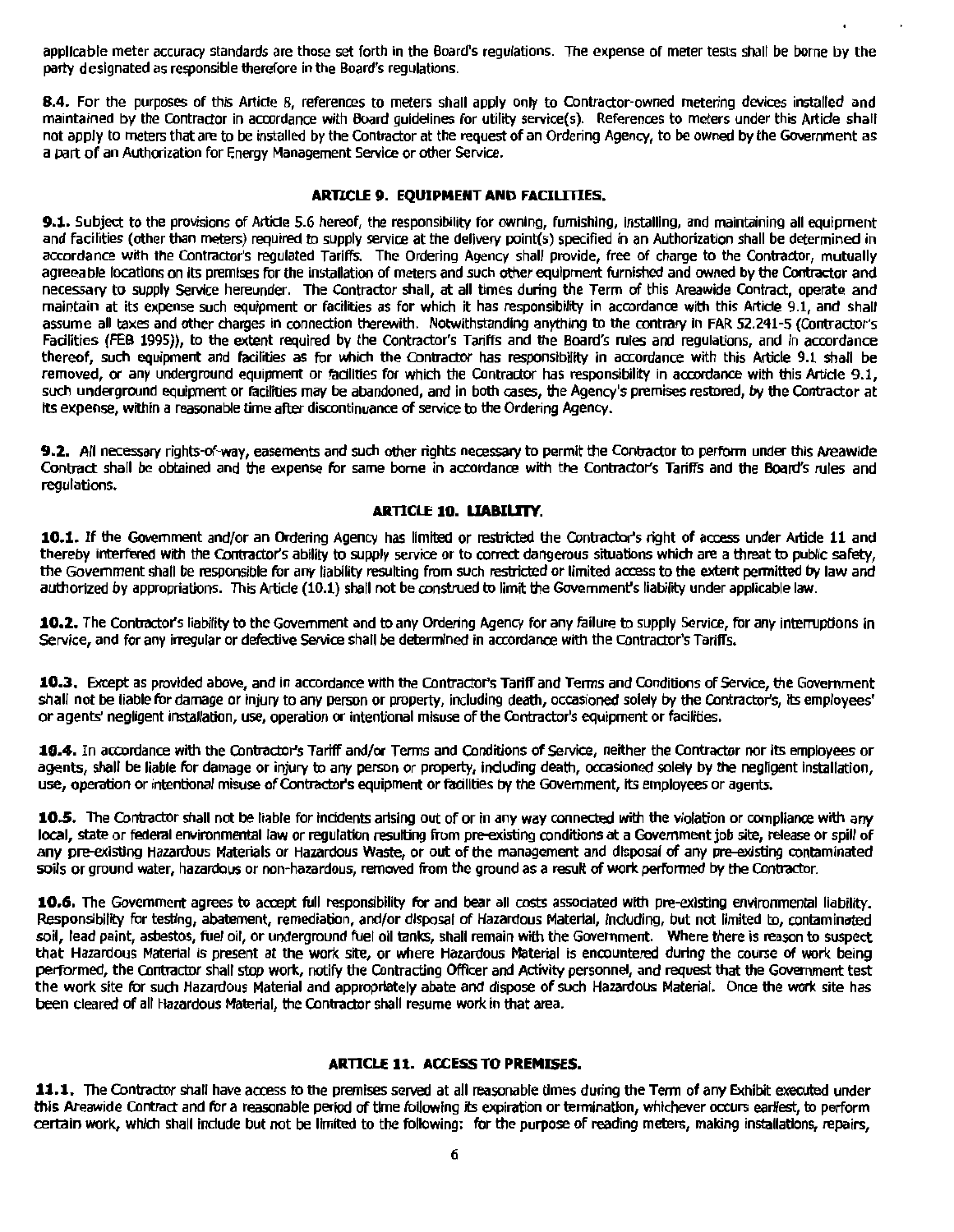applicable meter accuracy standards are those set forth in the Board's regulations. The expense of meter tests shall be borne by the party designated as responsible therefore in the Board's regulations.

**8.4.** For the purposes of this Article 8, references to meters shall apply only to Contractor-owned metering devices installed and maintained by the Contractor in accordance with Board guidelines for utility service(s). References to meters under this Article shall not apply to meters that are to be installed by the Contractor at the request of an Ordering Agency, to be owned by the Government as a part of an Authorization for Energy Management Service or other Service.

## ARTICLE 9. EQUIPMENT AND FACILITIES.

**9.1.** Subject to the provisions of Article 5.6 hereof, the responsibility for owning, furnishing, installing, and maintaining all equipment and facilities (other than meters) required to supply service at the delivery point(s) specified in an Authorization shall be determined in accordance with the Contractor's regulated Tariffs. The Ordering Agency shall provide, free of charge to the Contractor, mutually agreeable locations on its premises for the installation of meters and such other equipment furnished and owned by the Contractor and necessary to supply Service hereunder. The Contractor shall, at all times during the Term of this Areawide Contract, operate and maintain at its expense such equipment or facilities as for which it has responsibility in accordance with this Article 9.1, and shall assume all taxes and other charges in connection therewith. Notwithstanding anything to the contrary in FAR 52.241-5 (Contractor's Facilities (FEB 1995)), to the extent required by the Contractor's Tariffs and the Board's rules and regulations, and in accordance thereof, such equipment and facilities as for which the Contractor has responsibility in accordance with this Article 9.1 shall be removed, or any underground equipment or facilities for which the Contractor has responsibility in accordance with this Article 9.1, such underground equipment or facilities may be abandoned, and in both cases, the Agency's premises restored, by the Contractor at its expense, within a reasonable time after discontinuance of service to the Ordering Agency.

**9.2.** All necessary rights-of-way, easements and such other rights necessary to permit the Contractor to perform under this Areawide Contract shall be obtained and the expense for same borne in accordance with the Contractor's Tariffs and the Board's rules and regulations.

## ARTICLE 10. LIABILITY.

**10.1.** If the Government and/or an Ordering Agency has limited or restricted the Contractor's right of access under Article 11 and thereby interfered with the Contractor's ability to supply service or to correct dangerous situations which are a threat to public safety, the Government shall be responsible for any liability resulting from such restricted or limited access to the extent permitted by law and authorized by appropriations. This Article (10.1) shall not be construed to limit the Government's liability under applicable law.

**10.2.** The Contractor's liability to the Government and to any Ordering Agency for any failure to supply Service, for any interruptions in Service, and for any irregular or defective Service shall be determined in accordance with the Contractor's Tariffs.

**10.3.** Except as provided above, and in accordance with the Contractor's Tariff and Terms and Conditions of Service, the Government shall not be liable for damage or injury to any person or property, including death, occasioned solely by the Contractor's, its employees' or agents' negligent installation, use, operation or intentional misuse of the Contractor's equipment or facilities.

**10.4.** In accordance with the Contractor's Tariff and/or Terms and Conditions of Service, neither the Contractor nor its employees or agents, shall be liable for damage or injury to any person or property, including death, occasioned solely by the negligent installation, use, operation or intentional misuse of Contractor's equipment or facilities by the Government, its employees or agents.

**10.5.** The Contractor shall not be liable for incidents arising out of or in any way connected with the violation or compliance with any local, state or federal environmental law or regulation resulting from pre-existing conditions at a Government job site, release or spill of any pre-existing Hazardous Materials or Hazardous Waste, or out of the management and disposal of any pre-existing contaminated soils or ground water, hazardous or non-hazardous, removed from the ground as a result of work performed by the Contractor.

**10.6.** The Government agrees to accept full responsibility for and bear all costs associated with pre-existing environmental liability. Responsibility for testing, abatement, remediation, and/or disposal of Hazardous Material, including, but not limited to, contaminated soil, lead paint, asbestos, fuel oil, or underground fuel oil tanks, shall remain with the Government. Where there is reason to suspect that Hazardous Material is present at the work site, or where Hazardous Material is encountered during the course of work being performed, the Contractor shall stop work, notify the Contracting Officer and Activity personnel, and request that the Government test the work site for such Hazardous Material and appropriately abate and dispose of such Hazardous Material. Once the work site has been cleared of all Hazardous Material, the Contractor shall resume work in that area.

## ARTICLE 11. ACCESS TO PREMISES.

**11.1.** The Contractor shall have access to the premises served at all reasonable times during the Term of any Exhibit executed under this Areawide Contract and for a reasonable period of time following its expiration or termination, whichever occurs earliest, to perform certain work, which shall include but not be limited to the following: for the purpose of reading meters, making installations, repairs,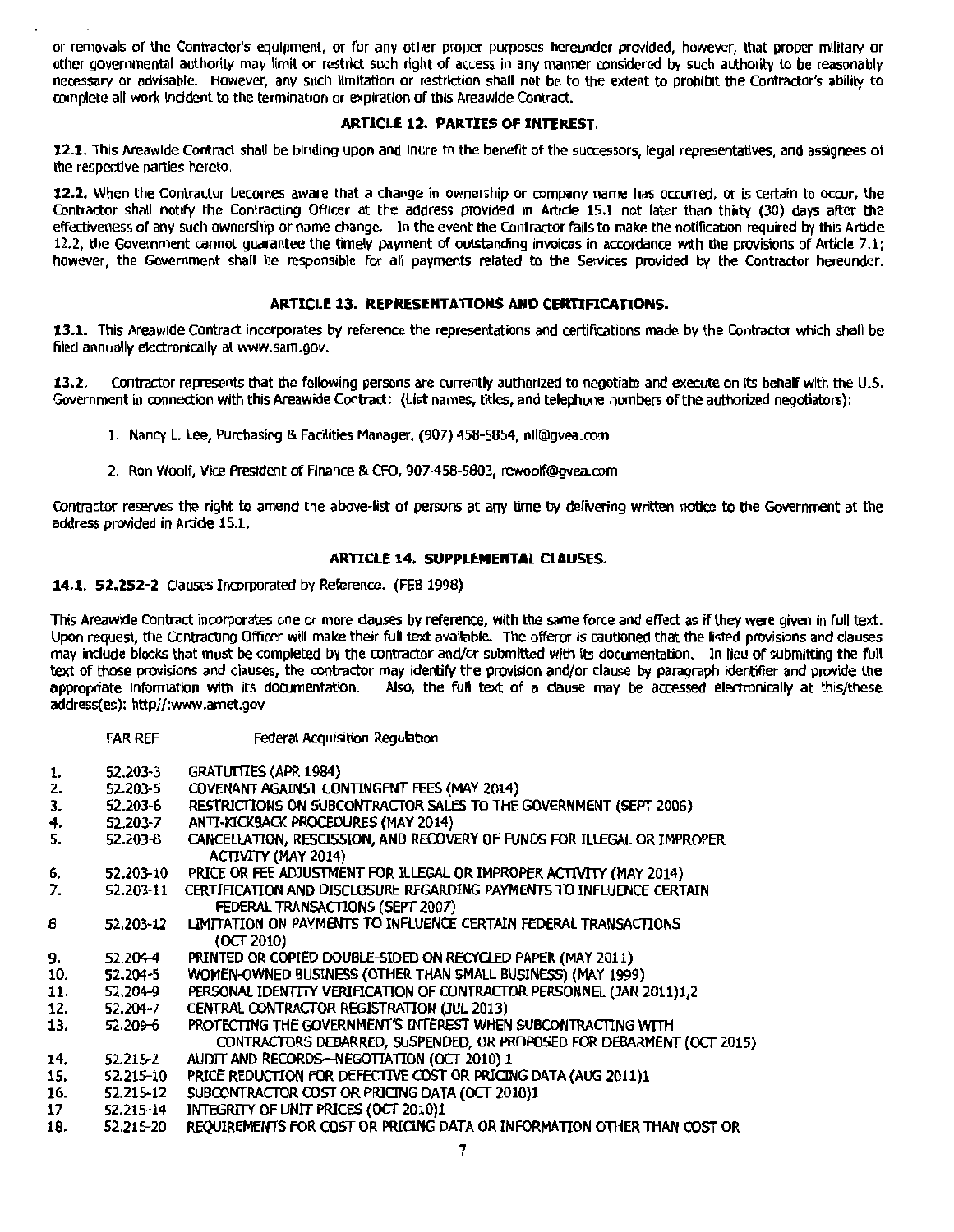or removals of the Contractor's equipment, or for any other proper purposes hereunder provided, however, that proper military or other governmental authority may limit or restrict such right of access in any manner considered by such authority to be reasonably necessary or advisable. However, any such limitation or restriction shall not be to the extent to prohibit the Contractor's ability to complete all work incident to the termination or expiration of this Areawide Contract.

## ARTICLE 12. PARTIES OF INTEREST.

**12.1.** This Areawide Contract shall be binding upon and inure to the benefit of the successors, legal representatives, and assignees of the respective parties hereto.

**12.2.** When the Contractor becomes aware that a change in ownership or company name has occurred, or is certain to occur, the Contractor shall notify the Contracting Officer at the address provided in Article 15.1 not later than thirty (30) days after the effectiveness of any such ownership or name change. In the event the Contractor fails to make the notification required by this Article 12.2, the Government cannot guarantee the timely payment of outstanding invoices in accordance with the provisions of Article 7.1; however, the Government shall be responsible for all payments related to the Services provided by the Contractor hereunder.

## ARTICLE 13. REPRESENTATIONS AND CERTIFICATIONS.

**13.1.** This Areawide Contract incorporates by reference the representations and certifications made by the Contractor which shall be filed annually electronically at www.sam.gov.

**13.2.** Contractor represents that the following persons are currently authorized to negotiate and execute on its behalf with the U.S. Government in connection with this Areawide Contract: (List names, titles, and telephone numbers of the authorized negotiators):

1. Nancy L. Lee, Purchasing & Facilities Manager, (907) 458-5854, nll@gvea.com
2. Ron Woolf, Vice President of Finance & CFO, 907-458-5803, rewoolf@gvea.com

Contractor reserves the right to amend the above-list of persons at any time by delivering written notice to the Government at the address provided in Article 15.1.

## ARTICLE 14. SUPPLEMENTAL CLAUSES.

**14.1. 52.252-2** Clauses Incorporated by Reference. (FEB 1998)

This Areawide Contract incorporates one or more clauses by reference, with the same force and effect as if they were given in full text. Upon request, the Contracting Officer will make their full text available. The offeror is cautioned that the listed provisions and clauses may include blocks that must be completed by the contractor and/or submitted with its documentation. In lieu of submitting the full text of those provisions and clauses, the contractor may identify the provision and/or clause by paragraph identifier and provide the appropriate information with its documentation. Also, the full text of a clause may be accessed electronically at this/these address(es): http//:www.arnet.gov

| | FAR REF | Federal Acquisition Regulation |
|---|---|---|
| 1. | 52.203-3 | GRATUITIES (APR 1984) |
| 2. | 52.203-5 | COVENANT AGAINST CONTINGENT FEES (MAY 2014) |
| 3. | 52.203-6 | RESTRICTIONS ON SUBCONTRACTOR SALES TO THE GOVERNMENT (SEPT 2006) |
| 4. | 52.203-7 | ANTI-KICKBACK PROCEDURES (MAY 2014) |
| 5. | 52.203-8 | CANCELLATION, RESCISSION, AND RECOVERY OF FUNDS FOR ILLEGAL OR IMPROPER ACTIVITY (MAY 2014) |
| 6. | 52.203-10 | PRICE OR FEE ADJUSTMENT FOR ILLEGAL OR IMPROPER ACTIVITY (MAY 2014) |
| 7. | 52.203-11 | CERTIFICATION AND DISCLOSURE REGARDING PAYMENTS TO INFLUENCE CERTAIN FEDERAL TRANSACTIONS (SEPT 2007) |
| 8 | 52.203-12 | LIMITATION ON PAYMENTS TO INFLUENCE CERTAIN FEDERAL TRANSACTIONS (OCT 2010) |
| 9. | 52.204-4 | PRINTED OR COPIED DOUBLE-SIDED ON RECYCLED PAPER (MAY 2011) |
| 10. | 52.204-5 | WOMEN-OWNED BUSINESS (OTHER THAN SMALL BUSINESS) (MAY 1999) |
| 11. | 52.204-9 | PERSONAL IDENTITY VERIFICATION OF CONTRACTOR PERSONNEL (JAN 2011)1,2 |
| 12. | 52.204-7 | CENTRAL CONTRACTOR REGISTRATION (JUL 2013) |
| 13. | 52.209-6 | PROTECTING THE GOVERNMENT'S INTEREST WHEN SUBCONTRACTING WITH CONTRACTORS DEBARRED, SUSPENDED, OR PROPOSED FOR DEBARMENT (OCT 2015) |
| 14. | 52.215-2 | AUDIT AND RECORDS—NEGOTIATION (OCT 2010) 1 |
| 15. | 52.215-10 | PRICE REDUCTION FOR DEFECTIVE COST OR PRICING DATA (AUG 2011)1 |
| 16. | 52.215-12 | SUBCONTRACTOR COST OR PRICING DATA (OCT 2010)1 |
| 17 | 52.215-14 | INTEGRITY OF UNIT PRICES (OCT 2010)1 |
| 18. | 52.215-20 | REQUIREMENTS FOR COST OR PRICING DATA OR INFORMATION OTHER THAN COST OR |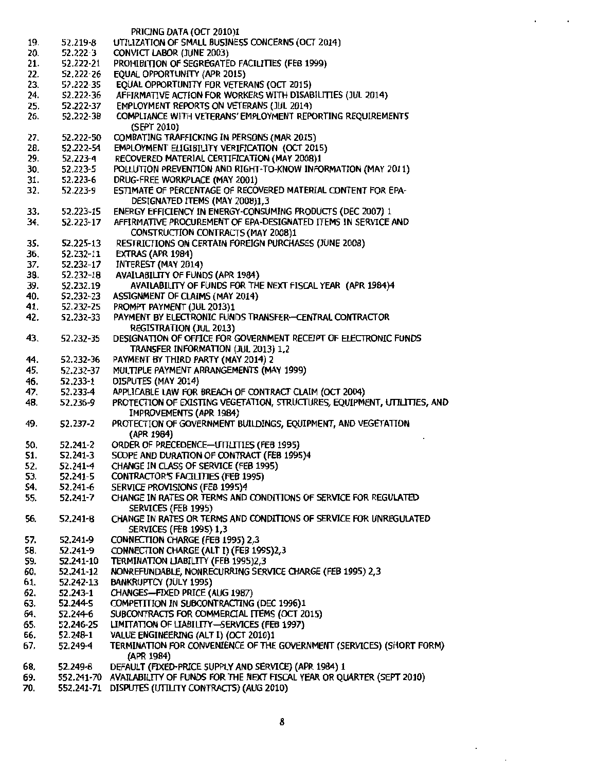PRICING DATA (OCT 2010)1

19. 52.219-8 UTILIZATION OF SMALL BUSINESS CONCERNS (OCT 2014)
20. 52.222-3 CONVICT LABOR (JUNE 2003)
21. 52.222-21 PROHIBITION OF SEGREGATED FACILITIES (FEB 1999)
22. 52.222-26 EQUAL OPPORTUNITY (APR 2015)
23. 52.222-35 EQUAL OPPORTUNITY FOR VETERANS (OCT 2015)
24. 52.222-36 AFFIRMATIVE ACTION FOR WORKERS WITH DISABILITIES (JUL 2014)
25. 52.222-37 EMPLOYMENT REPORTS ON VETERANS (JUL 2014)
26. 52.222-38 COMPLIANCE WITH VETERANS' EMPLOYMENT REPORTING REQUIREMENTS (SEPT 2010)
27. 52.222-50 COMBATING TRAFFICKING IN PERSONS (MAR 2015)
28. 52.222-54 EMPLOYMENT ELIGIBILITY VERIFICATION (OCT 2015)
29. 52.223-4 RECOVERED MATERIAL CERTIFICATION (MAY 2008)1
30. 52.223-5 POLLUTION PREVENTION AND RIGHT-TO-KNOW INFORMATION (MAY 2011)
31. 52.223-6 DRUG-FREE WORKPLACE (MAY 2001)
32. 52.223-9 ESTIMATE OF PERCENTAGE OF RECOVERED MATERIAL CONTENT FOR EPA-DESIGNATED ITEMS (MAY 2008)1,3
33. 52.223-15 ENERGY EFFICIENCY IN ENERGY-CONSUMING PRODUCTS (DEC 2007) 1
34. 52.223-17 AFFIRMATIVE PROCUREMENT OF EPA-DESIGNATED ITEMS IN SERVICE AND CONSTRUCTION CONTRACTS (MAY 2008)1
35. 52.225-13 RESTRICTIONS ON CERTAIN FOREIGN PURCHASES (JUNE 2008)
36. 52.232-11 EXTRAS (APR 1984)
37. 52.232-17 INTEREST (MAY 2014)
38. 52.232-18 AVAILABILITY OF FUNDS (APR 1984)
39. 52.232.19 AVAILABILITY OF FUNDS FOR THE NEXT FISCAL YEAR (APR 1984)4
40. 52.232-23 ASSIGNMENT OF CLAIMS (MAY 2014)
41. 52.232-25 PROMPT PAYMENT (JUL 2013)1
42. 52.232-33 PAYMENT BY ELECTRONIC FUNDS TRANSFER—CENTRAL CONTRACTOR REGISTRATION (JUL 2013)
43. 52.232-35 DESIGNATION OF OFFICE FOR GOVERNMENT RECEIPT OF ELECTRONIC FUNDS TRANSFER INFORMATION (JUL 2013) 1,2
44. 52.232-36 PAYMENT BY THIRD PARTY (MAY 2014) 2
45. 52.232-37 MULTIPLE PAYMENT ARRANGEMENTS (MAY 1999)
46. 52.233-1 DISPUTES (MAY 2014)
47. 52.233-4 APPLICABLE LAW FOR BREACH OF CONTRACT CLAIM (OCT 2004)
48. 52.236-9 PROTECTION OF EXISTING VEGETATION, STRUCTURES, EQUIPMENT, UTILITIES, AND IMPROVEMENTS (APR 1984)
49. 52.237-2 PROTECTION OF GOVERNMENT BUILDINGS, EQUIPMENT, AND VEGETATION (APR 1984)
50. 52.241-2 ORDER OF PRECEDENCE—UTILITIES (FEB 1995)
51. 52.241-3 SCOPE AND DURATION OF CONTRACT (FEB 1995)4
52. 52.241-4 CHANGE IN CLASS OF SERVICE (FEB 1995)
53. 52.241-5 CONTRACTOR'S FACILITIES (FEB 1995)
54. 52.241-6 SERVICE PROVISIONS (FEB 1995)4
55. 52.241-7 CHANGE IN RATES OR TERMS AND CONDITIONS OF SERVICE FOR REGULATED SERVICES (FEB 1995)
56. 52.241-8 CHANGE IN RATES OR TERMS AND CONDITIONS OF SERVICE FOR UNREGULATED SERVICES (FEB 1995) 1,3
57. 52.241-9 CONNECTION CHARGE (FEB 1995) 2,3
58. 52.241-9 CONNECTION CHARGE (ALT I) (FEB 1995)2,3
59. 52.241-10 TERMINATION LIABILITY (FEB 1995)2,3
60. 52.241-12 NONREFUNDABLE, NONRECURRING SERVICE CHARGE (FEB 1995) 2,3
61. 52.242-13 BANKRUPTCY (JULY 1995)
62. 52.243-1 CHANGES—FIXED PRICE (AUG 1987)
63. 52.244-5 COMPETITION IN SUBCONTRACTING (DEC 1996)1
64. 52.244-6 SUBCONTRACTS FOR COMMERCIAL ITEMS (OCT 2015)
65. 52.246-25 LIMITATION OF LIABILITY—SERVICES (FEB 1997)
66. 52.248-1 VALUE ENGINEERING (ALT I) (OCT 2010)1
67. 52.249-4 TERMINATION FOR CONVENIENCE OF THE GOVERNMENT (SERVICES) (SHORT FORM) (APR 1984)
68. 52.249-8 DEFAULT (FIXED-PRICE SUPPLY AND SERVICE) (APR 1984) 1
69. 552.241-70 AVAILABILITY OF FUNDS FOR THE NEXT FISCAL YEAR OR QUARTER (SEPT 2010)
70. 552.241-71 DISPUTES (UTILITY CONTRACTS) (AUG 2010)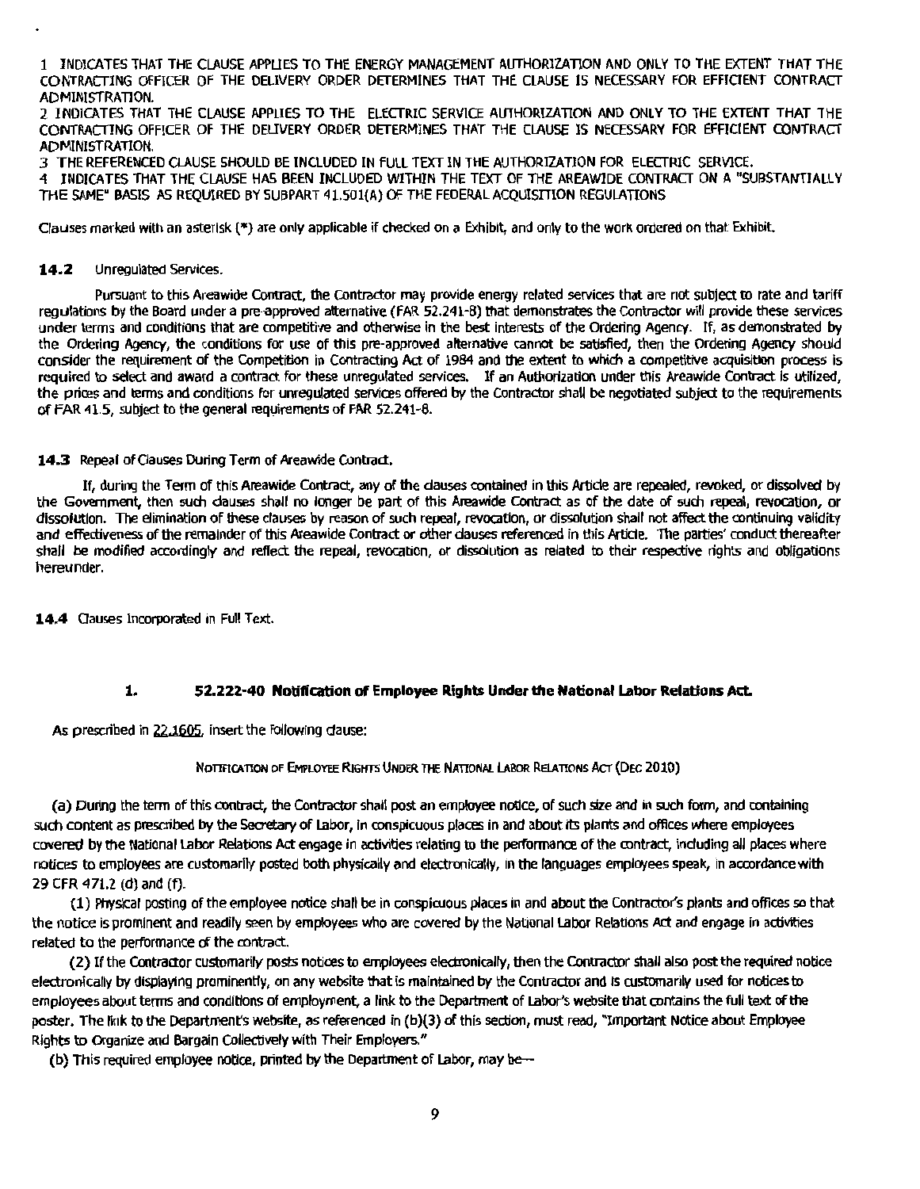1 INDICATES THAT THE CLAUSE APPLIES TO THE ENERGY MANAGEMENT AUTHORIZATION AND ONLY TO THE EXTENT THAT THE CONTRACTING OFFICER OF THE DELIVERY ORDER DETERMINES THAT THE CLAUSE IS NECESSARY FOR EFFICIENT CONTRACT ADMINISTRATION.

2 INDICATES THAT THE CLAUSE APPLIES TO THE ELECTRIC SERVICE AUTHORIZATION AND ONLY TO THE EXTENT THAT THE CONTRACTING OFFICER OF THE DELIVERY ORDER DETERMINES THAT THE CLAUSE IS NECESSARY FOR EFFICIENT CONTRACT ADMINISTRATION.

3 THE REFERENCED CLAUSE SHOULD BE INCLUDED IN FULL TEXT IN THE AUTHORIZATION FOR ELECTRIC SERVICE.

4 INDICATES THAT THE CLAUSE HAS BEEN INCLUDED WITHIN THE TEXT OF THE AREAWIDE CONTRACT ON A "SUBSTANTIALLY THE SAME" BASIS AS REQUIRED BY SUBPART 41.501(A) OF THE FEDERAL ACQUISITION REGULATIONS

Clauses marked with an asterisk (*) are only applicable if checked on a Exhibit, and only to the work ordered on that Exhibit.

**14.2** Unregulated Services.

Pursuant to this Areawide Contract, the Contractor may provide energy related services that are not subject to rate and tariff regulations by the Board under a pre-approved alternative (FAR 52.241-8) that demonstrates the Contractor will provide these services under terms and conditions that are competitive and otherwise in the best interests of the Ordering Agency. If, as demonstrated by the Ordering Agency, the conditions for use of this pre-approved alternative cannot be satisfied, then the Ordering Agency should consider the requirement of the Competition in Contracting Act of 1984 and the extent to which a competitive acquisition process is required to select and award a contract for these unregulated services. If an Authorization under this Areawide Contract is utilized, the prices and terms and conditions for unregulated services offered by the Contractor shall be negotiated subject to the requirements of FAR 41.5, subject to the general requirements of FAR 52.241-8.

**14.3** Repeal of Clauses During Term of Areawide Contract.

If, during the Term of this Areawide Contract, any of the clauses contained in this Article are repealed, revoked, or dissolved by the Government, then such clauses shall no longer be part of this Areawide Contract as of the date of such repeal, revocation, or dissolution. The elimination of these clauses by reason of such repeal, revocation, or dissolution shall not affect the continuing validity and effectiveness of the remainder of this Areawide Contract or other clauses referenced in this Article. The parties' conduct thereafter shall be modified accordingly and reflect the repeal, revocation, or dissolution as related to their respective rights and obligations hereunder.

**14.4** Clauses Incorporated in Full Text.

### 1. 52.222-40 Notification of Employee Rights Under the National Labor Relations Act.

As prescribed in 22.1605, insert the following clause:

NOTIFICATION OF EMPLOYEE RIGHTS UNDER THE NATIONAL LABOR RELATIONS ACT (DEC 2010)

(a) During the term of this contract, the Contractor shall post an employee notice, of such size and in such form, and containing such content as prescribed by the Secretary of Labor, in conspicuous places in and about its plants and offices where employees covered by the National Labor Relations Act engage in activities relating to the performance of the contract, including all places where notices to employees are customarily posted both physically and electronically, in the languages employees speak, in accordance with 29 CFR 471.2 (d) and (f).

(1) Physical posting of the employee notice shall be in conspicuous places in and about the Contractor's plants and offices so that the notice is prominent and readily seen by employees who are covered by the National Labor Relations Act and engage in activities related to the performance of the contract.

(2) If the Contractor customarily posts notices to employees electronically, then the Contractor shall also post the required notice electronically by displaying prominently, on any website that is maintained by the Contractor and is customarily used for notices to employees about terms and conditions of employment, a link to the Department of Labor's website that contains the full text of the poster. The link to the Department's website, as referenced in (b)(3) of this section, must read, "Important Notice about Employee Rights to Organize and Bargain Collectively with Their Employers."

(b) This required employee notice, printed by the Department of Labor, may be—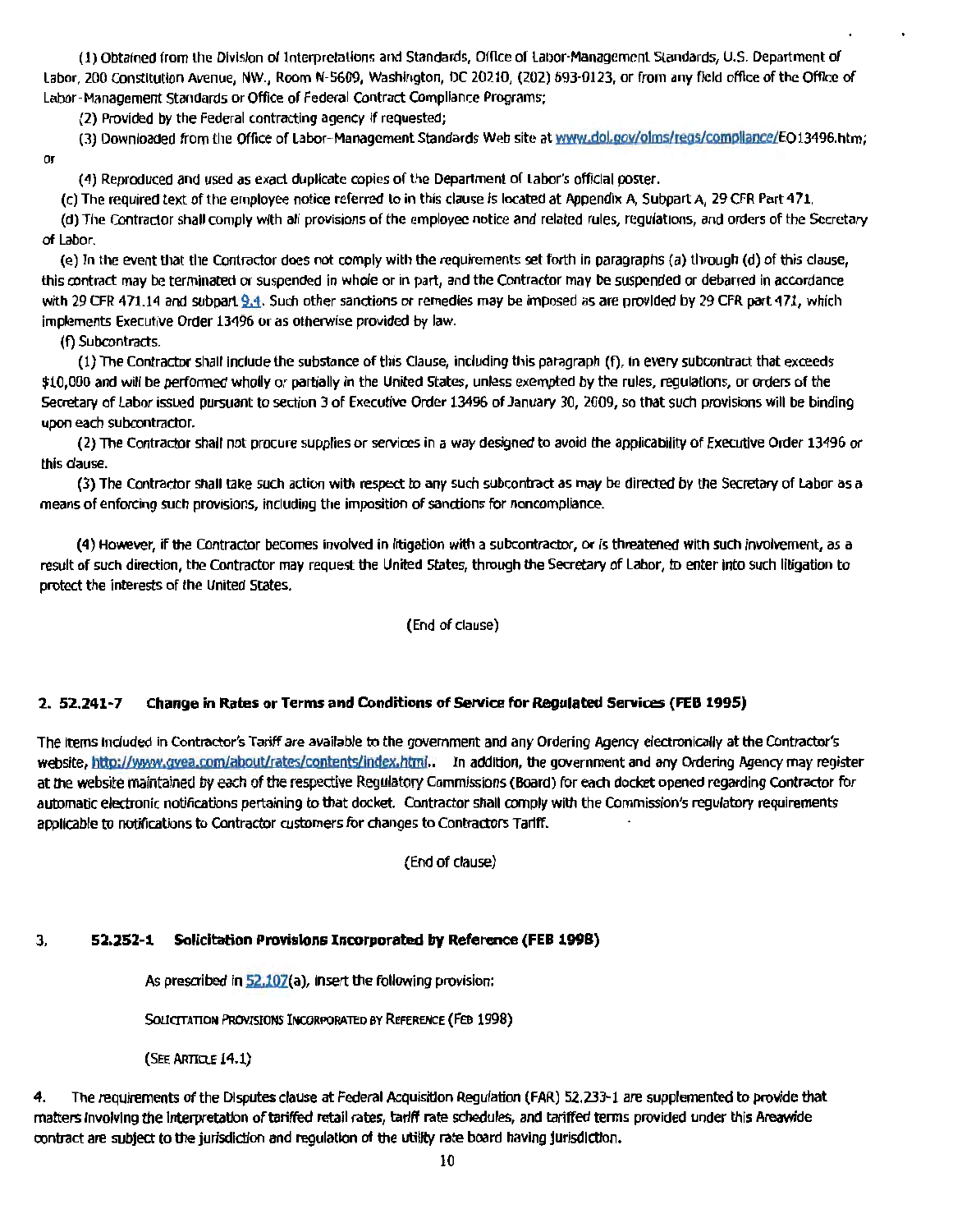(1) Obtained from the Division of Interpretations and Standards, Office of Labor-Management Standards, U.S. Department of Labor, 200 Constitution Avenue, NW., Room N-5609, Washington, DC 20210, (202) 693-0123, or from any field office of the Office of Labor-Management Standards or Office of Federal Contract Compliance Programs;

(2) Provided by the Federal contracting agency if requested;

(3) Downloaded from the Office of Labor-Management Standards Web site at www.dol.gov/olms/regs/compliance/EO13496.htm; or

(4) Reproduced and used as exact duplicate copies of the Department of Labor's official poster.

(c) The required text of the employee notice referred to in this clause is located at Appendix A, Subpart A, 29 CFR Part 471.

(d) The Contractor shall comply with all provisions of the employee notice and related rules, regulations, and orders of the Secretary of Labor.

(e) In the event that the Contractor does not comply with the requirements set forth in paragraphs (a) through (d) of this clause, this contract may be terminated or suspended in whole or in part, and the Contractor may be suspended or debarred in accordance with 29 CFR 471.14 and subpart 9.4. Such other sanctions or remedies may be imposed as are provided by 29 CFR part 471, which implements Executive Order 13496 or as otherwise provided by law.

(f) Subcontracts.

(1) The Contractor shall include the substance of this Clause, including this paragraph (f), in every subcontract that exceeds $10,000 and will be performed wholly or partially in the United States, unless exempted by the rules, regulations, or orders of the Secretary of Labor issued pursuant to section 3 of Executive Order 13496 of January 30, 2009, so that such provisions will be binding upon each subcontractor.

(2) The Contractor shall not procure supplies or services in a way designed to avoid the applicability of Executive Order 13496 or this clause.

(3) The Contractor shall take such action with respect to any such subcontract as may be directed by the Secretary of Labor as a means of enforcing such provisions, including the imposition of sanctions for noncompliance.

(4) However, if the Contractor becomes involved in litigation with a subcontractor, or is threatened with such involvement, as a result of such direction, the Contractor may request the United States, through the Secretary of Labor, to enter into such litigation to protect the interests of the United States.

(End of clause)

**2. 52.241-7 Change in Rates or Terms and Conditions of Service for Regulated Services (FEB 1995)**

The items included in Contractor's Tariff are available to the government and any Ordering Agency electronically at the Contractor's website, http://www.gvea.com/about/rates/contents/index.html.. In addition, the government and any Ordering Agency may register at the website maintained by each of the respective Regulatory Commissions (Board) for each docket opened regarding Contractor for automatic electronic notifications pertaining to that docket. Contractor shall comply with the Commission's regulatory requirements applicable to notifications to Contractor customers for changes to Contractors Tariff.

(End of clause)

**3. 52.252-1 Solicitation Provisions Incorporated by Reference (FEB 1998)**

As prescribed in 52.107(a), insert the following provision:

SOLICITATION PROVISIONS INCORPORATED BY REFERENCE (FEB 1998)

(SEE ARTICLE 14.1)

4. The requirements of the Disputes clause at Federal Acquisition Regulation (FAR) 52.233-1 are supplemented to provide that matters involving the interpretation of tariffed retail rates, tariff rate schedules, and tariffed terms provided under this Areawide contract are subject to the jurisdiction and regulation of the utility rate board having jurisdiction.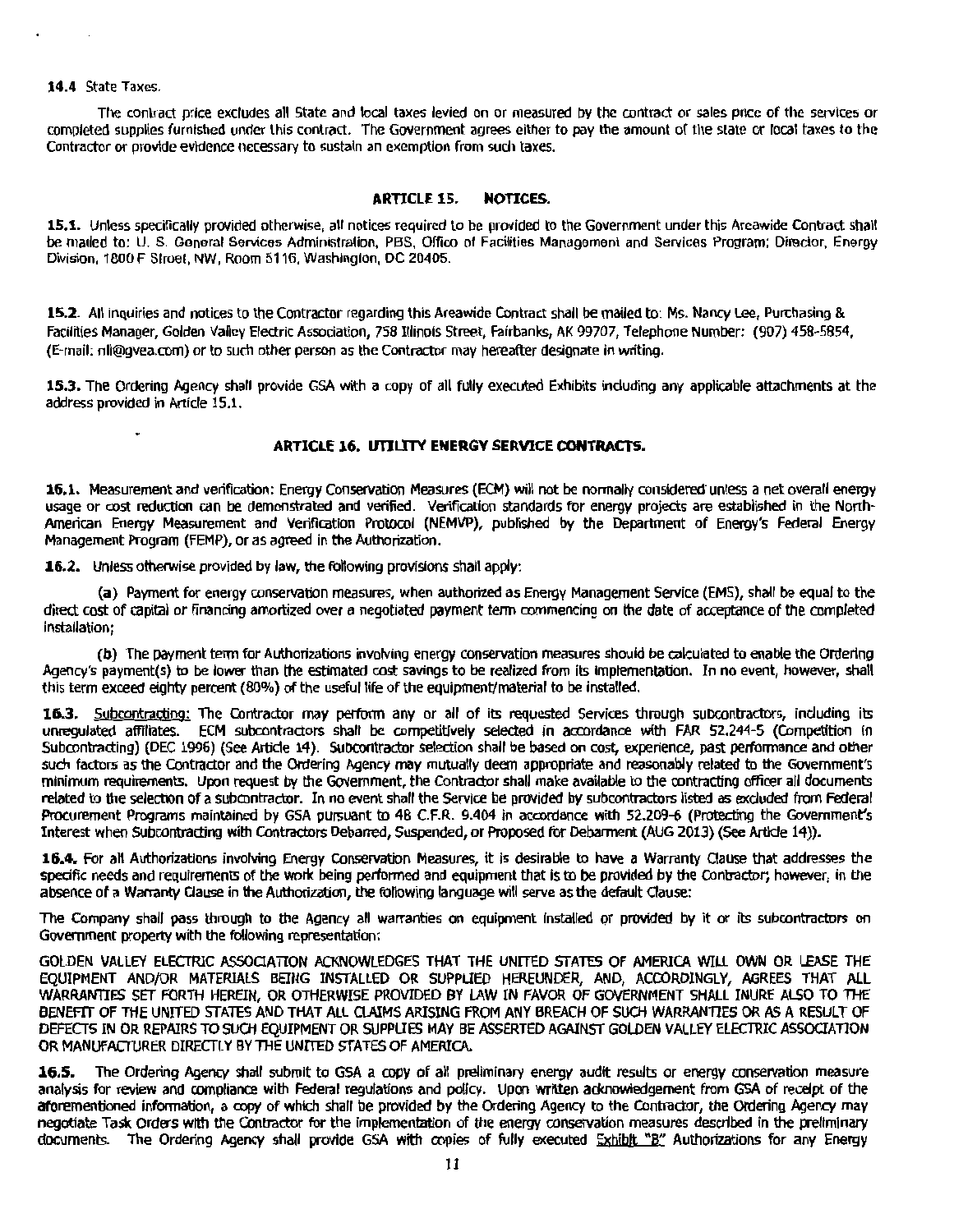**14.4** State Taxes.

The contract price excludes all State and local taxes levied on or measured by the contract or sales price of the services or completed supplies furnished under this contract. The Government agrees either to pay the amount of the state or local taxes to the Contractor or provide evidence necessary to sustain an exemption from such taxes.

## ARTICLE 15. NOTICES.

**15.1.** Unless specifically provided otherwise, all notices required to be provided to the Government under this Areawide Contract shall be mailed to: U. S. General Services Administration, PBS, Office of Facilities Management and Services Program; Director, Energy Division, 1800 F Street, NW, Room 5116, Washington, DC 20405.

**15.2.** All inquiries and notices to the Contractor regarding this Areawide Contract shall be mailed to: Ms. Nancy Lee, Purchasing & Facilities Manager, Golden Valley Electric Association, 758 Illinois Street, Fairbanks, AK 99707, Telephone Number: (907) 458-5854, (E-mail: nll@gvea.com) or to such other person as the Contractor may hereafter designate in writing.

**15.3.** The Ordering Agency shall provide GSA with a copy of all fully executed Exhibits including any applicable attachments at the address provided in Article 15.1.

## ARTICLE 16. UTILITY ENERGY SERVICE CONTRACTS.

**16.1.** Measurement and verification: Energy Conservation Measures (ECM) will not be normally considered unless a net overall energy usage or cost reduction can be demonstrated and verified. Verification standards for energy projects are established in the North-American Energy Measurement and Verification Protocol (NEMVP), published by the Department of Energy's Federal Energy Management Program (FEMP), or as agreed in the Authorization.

**16.2.** Unless otherwise provided by law, the following provisions shall apply:

(a) Payment for energy conservation measures, when authorized as Energy Management Service (EMS), shall be equal to the direct cost of capital or financing amortized over a negotiated payment term commencing on the date of acceptance of the completed installation;

(b) The payment term for Authorizations involving energy conservation measures should be calculated to enable the Ordering Agency's payment(s) to be lower than the estimated cost savings to be realized from its implementation. In no event, however, shall this term exceed eighty percent (80%) of the useful life of the equipment/material to be installed.

**16.3.** Subcontracting: The Contractor may perform any or all of its requested Services through subcontractors, including its unregulated affiliates. ECM subcontractors shall be competitively selected in accordance with FAR 52.244-5 (Competition in Subcontracting) (DEC 1996) (See Article 14). Subcontractor selection shall be based on cost, experience, past performance and other such factors as the Contractor and the Ordering Agency may mutually deem appropriate and reasonably related to the Government's minimum requirements. Upon request by the Government, the Contractor shall make available to the contracting officer all documents related to the selection of a subcontractor. In no event shall the Service be provided by subcontractors listed as excluded from Federal Procurement Programs maintained by GSA pursuant to 48 C.F.R. 9.404 in accordance with 52.209-6 (Protecting the Government's Interest when Subcontracting with Contractors Debarred, Suspended, or Proposed for Debarment (AUG 2013) (See Article 14)).

**16.4.** For all Authorizations involving Energy Conservation Measures, it is desirable to have a Warranty Clause that addresses the specific needs and requirements of the work being performed and equipment that is to be provided by the Contractor; however, in the absence of a Warranty Clause in the Authorization, the following language will serve as the default Clause:

The Company shall pass through to the Agency all warranties on equipment installed or provided by it or its subcontractors on Government property with the following representation:

GOLDEN VALLEY ELECTRIC ASSOCIATION ACKNOWLEDGES THAT THE UNITED STATES OF AMERICA WILL OWN OR LEASE THE EQUIPMENT AND/OR MATERIALS BEING INSTALLED OR SUPPLIED HEREUNDER, AND, ACCORDINGLY, AGREES THAT ALL WARRANTIES SET FORTH HEREIN, OR OTHERWISE PROVIDED BY LAW IN FAVOR OF GOVERNMENT SHALL INURE ALSO TO THE BENEFIT OF THE UNITED STATES AND THAT ALL CLAIMS ARISING FROM ANY BREACH OF SUCH WARRANTIES OR AS A RESULT OF DEFECTS IN OR REPAIRS TO SUCH EQUIPMENT OR SUPPLIES MAY BE ASSERTED AGAINST GOLDEN VALLEY ELECTRIC ASSOCIATION OR MANUFACTURER DIRECTLY BY THE UNITED STATES OF AMERICA.

**16.5.** The Ordering Agency shall submit to GSA a copy of all preliminary energy audit results or energy conservation measure analysis for review and compliance with Federal regulations and policy. Upon written acknowledgement from GSA of receipt of the aforementioned information, a copy of which shall be provided by the Ordering Agency to the Contractor, the Ordering Agency may negotiate Task Orders with the Contractor for the implementation of the energy conservation measures described in the preliminary documents. The Ordering Agency shall provide GSA with copies of fully executed Exhibit "B" Authorizations for any Energy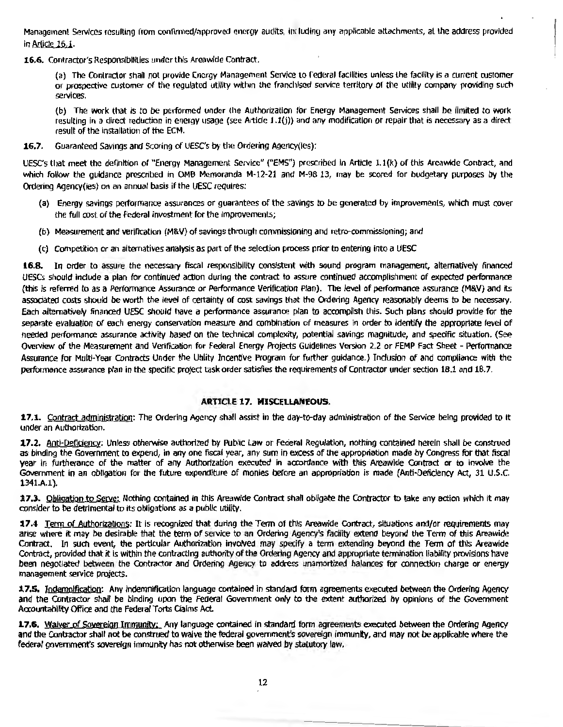Management Services resulting from confirmed/approved energy audits, including any applicable attachments, at the address provided in Article 16.1.

**16.6.** Contractor's Responsibilities under this Areawide Contract.

(a) The Contractor shall not provide Energy Management Service to Federal facilities unless the facility is a current customer or prospective customer of the regulated utility within the franchised service territory of the utility company providing such services.

(b) The work that is to be performed under the Authorization for Energy Management Services shall be limited to work resulting in a direct reduction in energy usage (see Article 1.1(j)) and any modification or repair that is necessary as a direct result of the installation of the ECM.

**16.7.** Guaranteed Savings and Scoring of UESC's by the Ordering Agency(ies):

UESC's that meet the definition of "Energy Management Service" ("EMS") prescribed in Article 1.1(k) of this Areawide Contract, and which follow the guidance prescribed in OMB Memoranda M-12-21 and M-98 13, may be scored for budgetary purposes by the Ordering Agency(ies) on an annual basis if the UESC requires:

(a) Energy savings performance assurances or guarantees of the savings to be generated by improvements, which must cover the full cost of the Federal investment for the improvements;

(b) Measurement and verification (M&V) of savings through commissioning and retro-commissioning; and

(c) Competition or an alternatives analysis as part of the selection process prior to entering into a UESC

**16.8.** In order to assure the necessary fiscal responsibility consistent with sound program management, alternatively financed UESCs should include a plan for continued action during the contract to assure continued accomplishment of expected performance (this is referred to as a Performance Assurance or Performance Verification Plan). The level of performance assurance (M&V) and its associated costs should be worth the level of certainty of cost savings that the Ordering Agency reasonably deems to be necessary. Each alternatively financed UESC should have a performance assurance plan to accomplish this. Such plans should provide for the separate evaluation of each energy conservation measure and combination of measures in order to identify the appropriate level of needed performance assurance activity based on the technical complexity, potential savings magnitude, and specific situation. (See Overview of the Measurement and Verification for Federal Energy Projects Guidelines Version 2.2 or FEMP Fact Sheet - Performance Assurance for Multi-Year Contracts Under the Utility Incentive Program for further guidance.) Inclusion of and compliance with the performance assurance plan in the specific project task order satisfies the requirements of Contractor under section 18.1 and 18.7.

## ARTICLE 17. MISCELLANEOUS.

**17.1.** Contract administration: The Ordering Agency shall assist in the day-to-day administration of the Service being provided to it under an Authorization.

**17.2.** Anti-Deficiency: Unless otherwise authorized by Public Law or Federal Regulation, nothing contained herein shall be construed as binding the Government to expend, in any one fiscal year, any sum in excess of the appropriation made by Congress for that fiscal year in furtherance of the matter of any Authorization executed in accordance with this Areawide Contract or to involve the Government in an obligation for the future expenditure of monies before an appropriation is made (Anti-Deficiency Act, 31 U.S.C. 1341.A.1).

**17.3.** Obligation to Serve: Nothing contained in this Areawide Contract shall obligate the Contractor to take any action which it may consider to be detrimental to its obligations as a public utility.

**17.4** Term of Authorizations: It is recognized that during the Term of this Areawide Contract, situations and/or requirements may arise where it may be desirable that the term of service to an Ordering Agency's facility extend beyond the Term of this Areawide Contract. In such event, the particular Authorization involved may specify a term extending beyond the Term of this Areawide Contract, provided that it is within the contracting authority of the Ordering Agency and appropriate termination liability provisions have been negotiated between the Contractor and Ordering Agency to address unamortized balances for connection charge or energy management service projects.

**17.5.** Indemnification: Any indemnification language contained in standard form agreements executed between the Ordering Agency and the Contractor shall be binding upon the Federal Government only to the extent authorized by opinions of the Government Accountability Office and the Federal Torts Claims Act.

**17.6.** Waiver of Sovereign Immunity: Any language contained in standard form agreements executed between the Ordering Agency and the Contractor shall not be construed to waive the federal government's sovereign immunity, and may not be applicable where the federal government's sovereign immunity has not otherwise been waived by statutory law.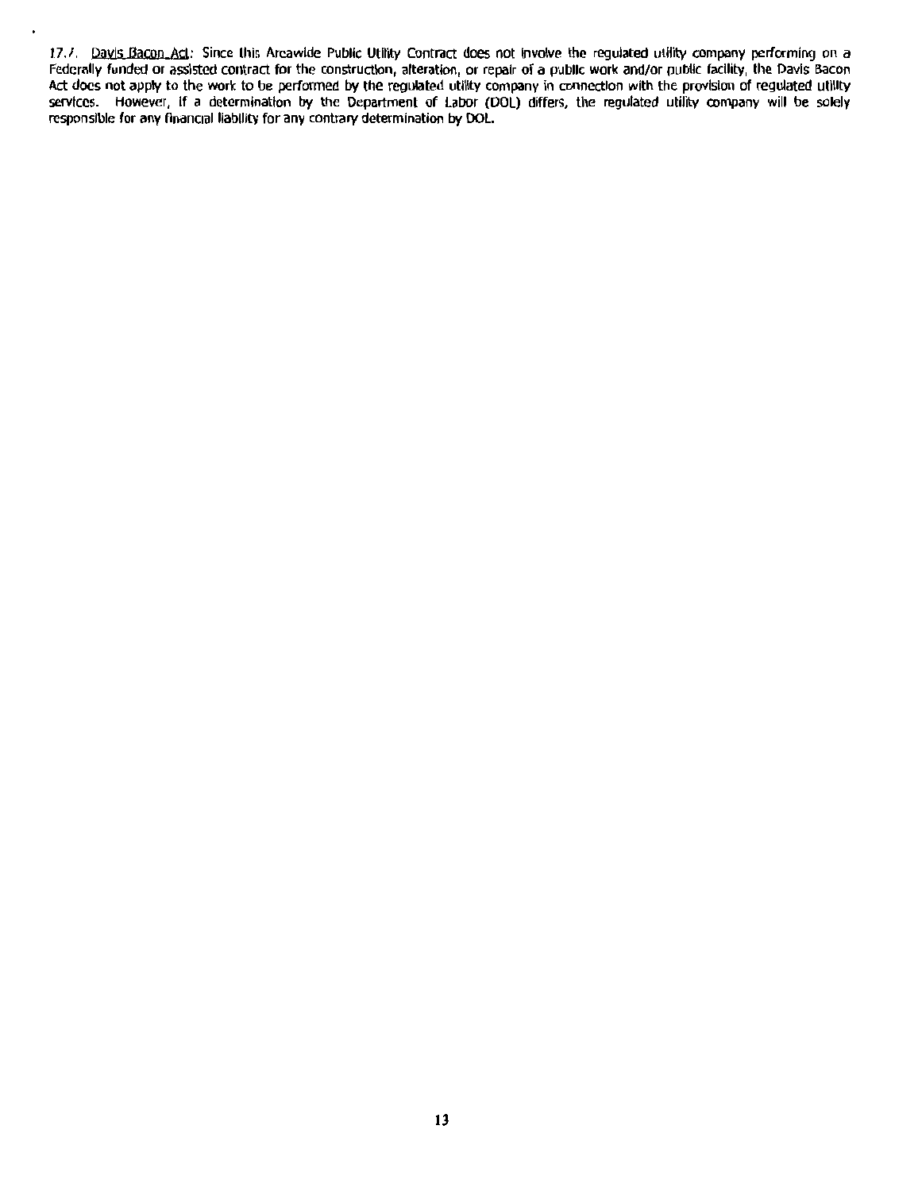17.7. Davis Bacon Act: Since this Areawide Public Utility Contract does not involve the regulated utility company performing on a Federally funded or assisted contract for the construction, alteration, or repair of a public work and/or public facility, the Davis Bacon Act does not apply to the work to be performed by the regulated utility company in connection with the provision of regulated utility services. However, if a determination by the Department of Labor (DOL) differs, the regulated utility company will be solely responsible for any financial liability for any contrary determination by DOL.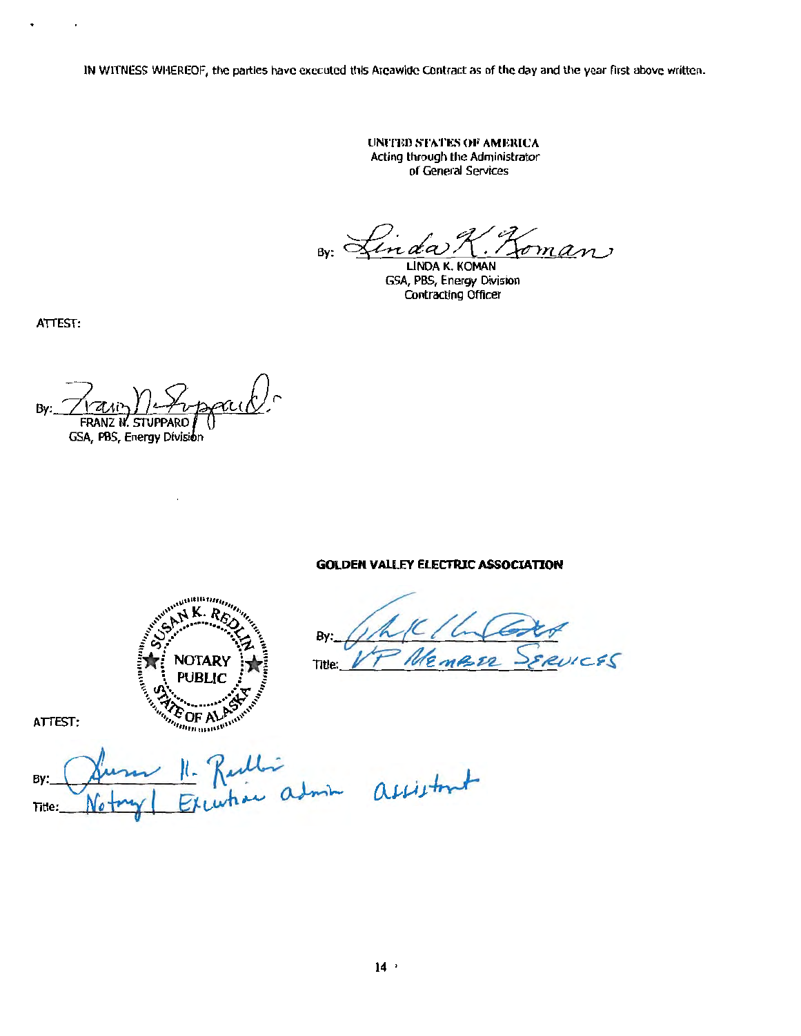IN WITNESS WHEREOF, the parties have executed this Areawide Contract as of the day and the year first above written.

UNITED STATES OF AMERICA
Acting through the Administrator
of General Services

By: Linda K. Koman
LINDA K. KOMAN
GSA, PBS, Energy Division
Contracting Officer

ATTEST:

By: Franz N. Stuppard
FRANZ N. STUPPARD
GSA, PBS, Energy Division

**GOLDEN VALLEY ELECTRIC ASSOCIATION**

By: ____________________

Title: VP Member Services

SUSAN K. REDLIN
NOTARY PUBLIC
STATE OF ALASKA

ATTEST:

By: Susan K. Redlin

Title: Notary / Executive admin assistant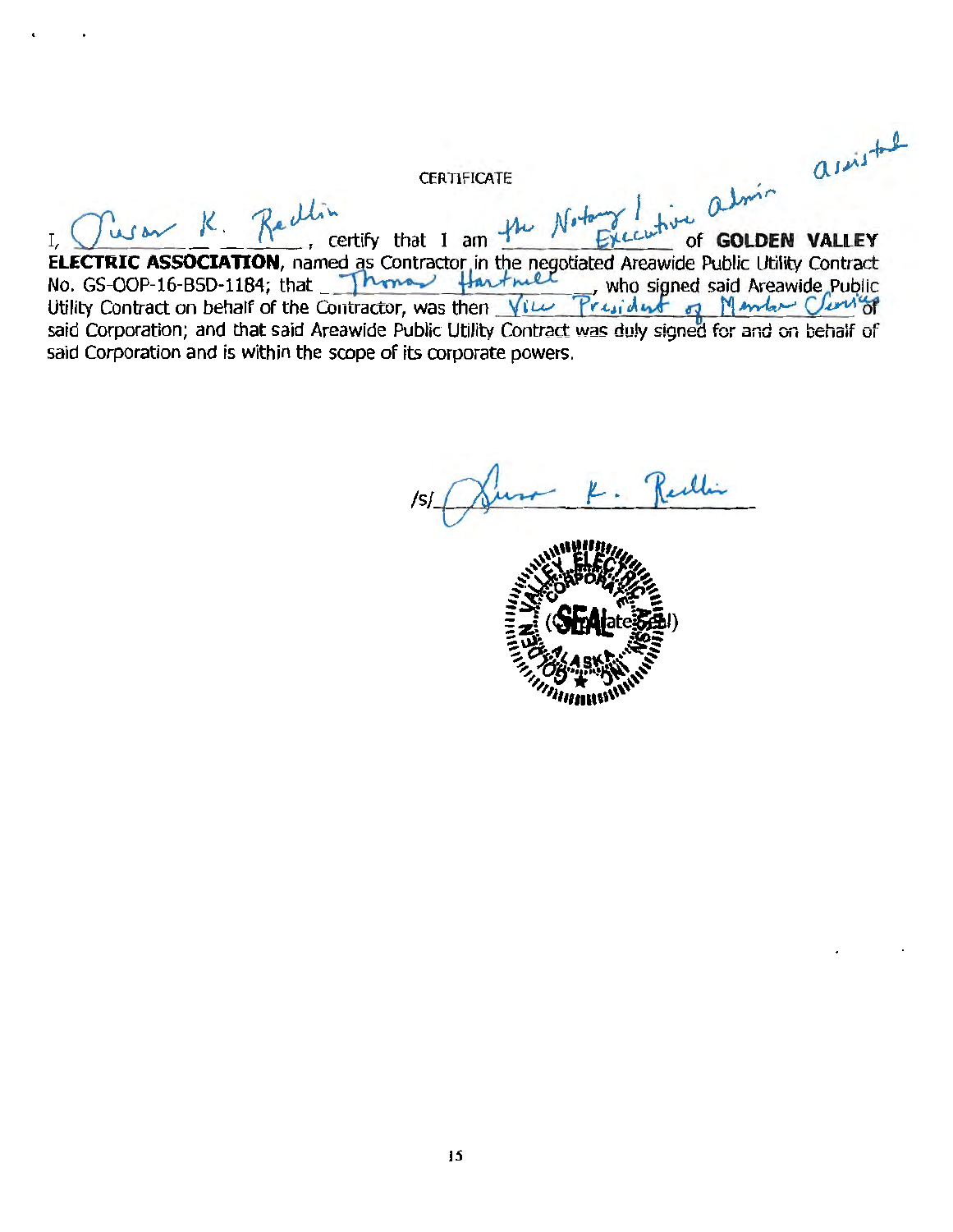CERTIFICATE

I, Susan K. Redlin, certify that I am the Notary / Executive admin assistant of **GOLDEN VALLEY ELECTRIC ASSOCIATION**, named as Contractor in the negotiated Areawide Public Utility Contract No. GS-OOP-16-BSD-1184; that Thomas Hartnell, who signed said Areawide Public Utility Contract on behalf of the Contractor, was then Vice President of Member Services of said Corporation; and that said Areawide Public Utility Contract was duly signed for and on behalf of said Corporation and is within the scope of its corporate powers.

/s/ Susan K. Redlin

(Corporate Seal)

GOLDEN VALLEY ELECTRIC ASSN. INC. CORPORATE SEAL ALASKA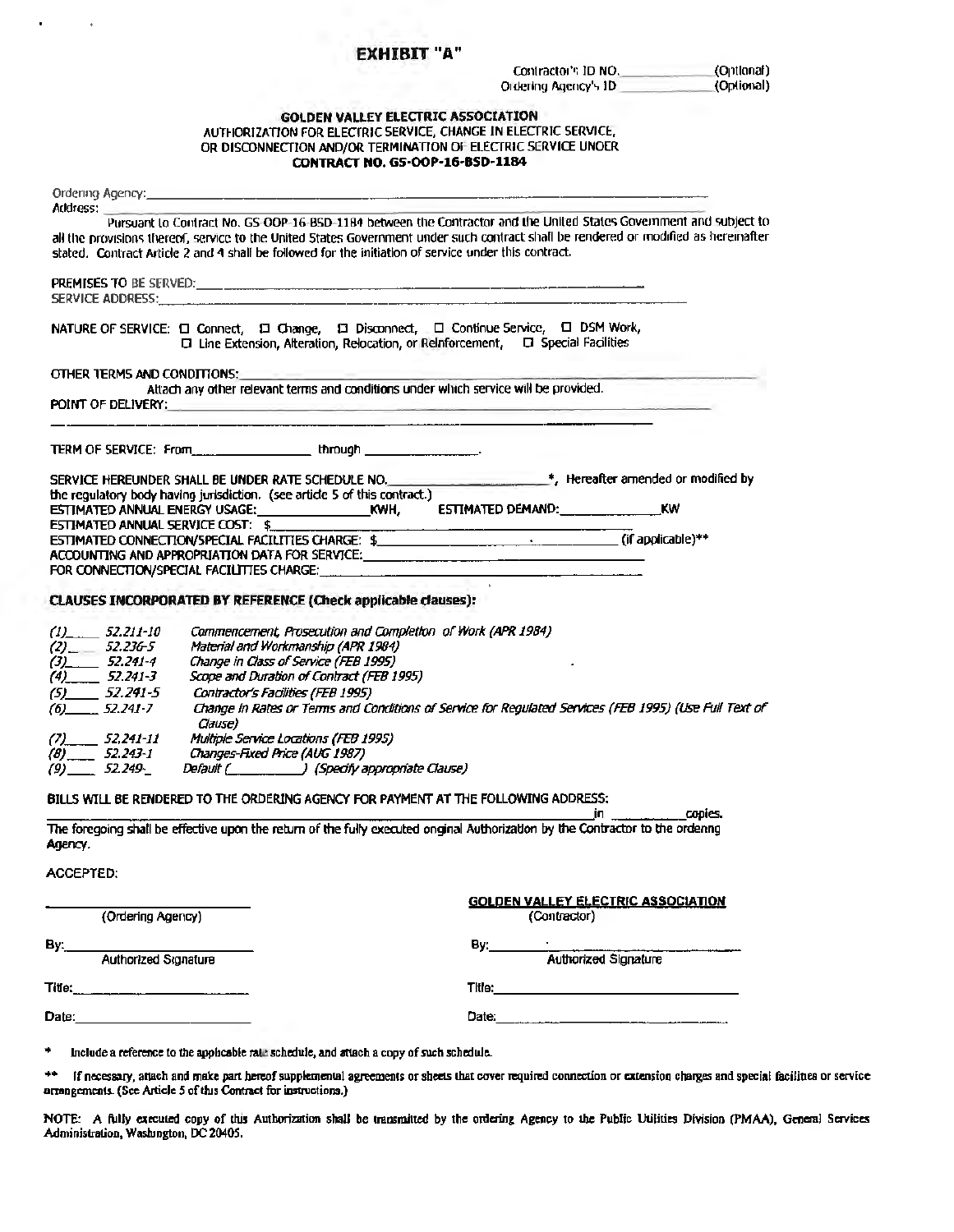# EXHIBIT "A"

Contractor's ID NO. ____________ (Optional)
Ordering Agency's ID ____________ (Optional)

**GOLDEN VALLEY ELECTRIC ASSOCIATION**
AUTHORIZATION FOR ELECTRIC SERVICE, CHANGE IN ELECTRIC SERVICE, OR DISCONNECTION AND/OR TERMINATION OF ELECTRIC SERVICE UNDER
**CONTRACT NO. GS-OOP-16-BSD-1184**

Ordering Agency: ______________________________________________
Address: ______________________________________________

Pursuant to Contract No. GS-OOP-16-BSD-1184 between the Contractor and the United States Government and subject to all the provisions thereof, service to the United States Government under such contract shall be rendered or modified as hereinafter stated. Contract Article 2 and 4 shall be followed for the initiation of service under this contract.

PREMISES TO BE SERVED: ______________________________________________
SERVICE ADDRESS: ______________________________________________

NATURE OF SERVICE: ☐ Connect, ☐ Change, ☐ Disconnect, ☐ Continue Service, ☐ DSM Work, ☐ Line Extension, Alteration, Relocation, or Reinforcement, ☐ Special Facilities

OTHER TERMS AND CONDITIONS: ______________________________________________
Attach any other relevant terms and conditions under which service will be provided.
POINT OF DELIVERY: ______________________________________________

TERM OF SERVICE: From ____________ through ____________.

SERVICE HEREUNDER SHALL BE UNDER RATE SCHEDULE NO. ____________*, Hereafter amended or modified by the regulatory body having jurisdiction. (see article 5 of this contract.)
ESTIMATED ANNUAL ENERGY USAGE: ____________ KWH, ESTIMATED DEMAND: ____________ KW
ESTIMATED ANNUAL SERVICE COST: $ ____________
ESTIMATED CONNECTION/SPECIAL FACILITIES CHARGE: $ ____________ (if applicable)**
ACCOUNTING AND APPROPRIATION DATA FOR SERVICE: ____________
FOR CONNECTION/SPECIAL FACILITIES CHARGE: ____________

**CLAUSES INCORPORATED BY REFERENCE (Check applicable clauses):**

*(1)____ 52.211-10 Commencement, Prosecution and Completion of Work (APR 1984)*
*(2)____ 52.236-5 Material and Workmanship (APR 1984)*
*(3)____ 52.241-4 Change in Class of Service (FEB 1995)*
*(4)____ 52.241-3 Scope and Duration of Contract (FEB 1995)*
*(5)____ 52.241-5 Contractor's Facilities (FEB 1995)*
*(6)____ 52.241-7 Change in Rates or Terms and Conditions of Service for Regulated Services (FEB 1995) (Use Full Text of Clause)*
*(7)____ 52.241-11 Multiple Service Locations (FEB 1995)*
*(8)____ 52.243-1 Changes-Fixed Price (AUG 1987)*
*(9)____ 52.249-_ Default (________) (Specify appropriate Clause)*

BILLS WILL BE RENDERED TO THE ORDERING AGENCY FOR PAYMENT AT THE FOLLOWING ADDRESS:
______________________________________________ in ________ copies.

The foregoing shall be effective upon the return of the fully executed original Authorization by the Contractor to the ordering Agency.

ACCEPTED:

| | |
|---|---|
| ____________________ (Ordering Agency) | **GOLDEN VALLEY ELECTRIC ASSOCIATION** (Contractor) |
| By: ____________________ Authorized Signature | By: ____________________ Authorized Signature |
| Title: ____________________ | Title: ____________________ |
| Date: ____________________ | Date: ____________________ |

\* Include a reference to the applicable rate schedule, and attach a copy of such schedule.

\*\* If necessary, attach and make part hereof supplemental agreements or sheets that cover required connection or extension charges and special facilities or service arrangements. (See Article 5 of this Contract for instructions.)

NOTE: A fully executed copy of this Authorization shall be transmitted by the ordering Agency to the Public Utilities Division (PMAA), General Services Administration, Washington, DC 20405.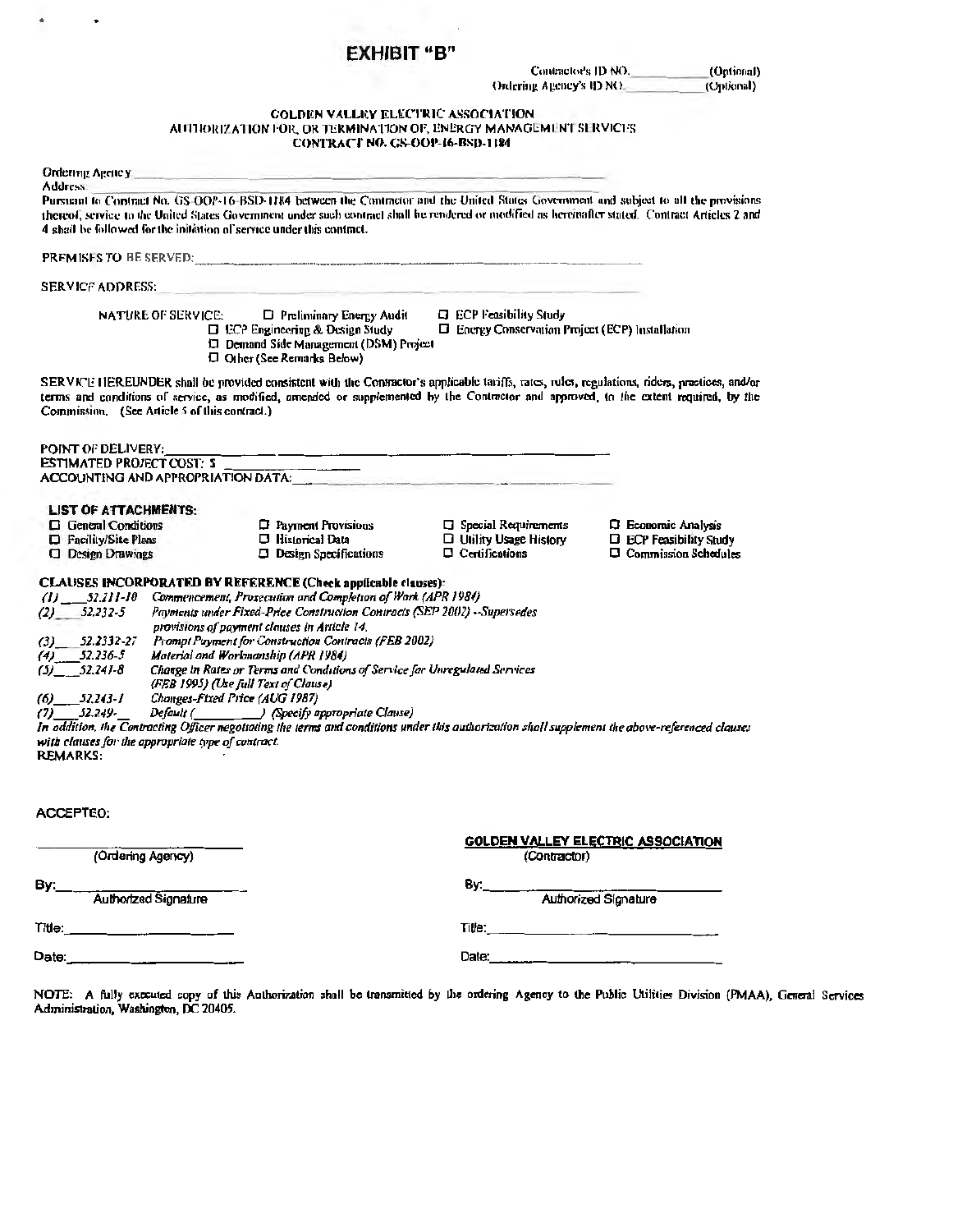# EXHIBIT "B"

Contractor's ID NO. __________ (Optional)
Ordering Agency's ID NO. __________ (Optional)

**GOLDEN VALLEY ELECTRIC ASSOCIATION**
**AUTHORIZATION FOR, OR TERMINATION OF, ENERGY MANAGEMENT SERVICES**
**CONTRACT NO. GS-OOP-16-BSD-1184**

Ordering Agency ______________________________________________

Address ______________________________________________

Pursuant to Contract No. GS-OOP-16-BSD-1184 between the Contractor and the United States Government and subject to all the provisions thereof, service to the United States Government under such contract shall be rendered or modified as hereinafter stated. Contract Articles 2 and 4 shall be followed for the initiation of service under this contract.

PREMISES TO BE SERVED: ______________________________________________

SERVICE ADDRESS: ______________________________________________

NATURE OF SERVICE:

- ☐ Preliminary Energy Audit
- ☐ ECP Feasibility Study
- ☐ ECP Engineering & Design Study
- ☐ Energy Conservation Project (ECP) Installation
- ☐ Demand Side Management (DSM) Project
- ☐ Other (See Remarks Below)

SERVICE HEREUNDER shall be provided consistent with the Contractor's applicable tariffs, rates, rules, regulations, riders, practices, and/or terms and conditions of service, as modified, amended or supplemented by the Contractor and approved, to the extent required, by the Commission. (See Article 5 of this contract.)

POINT OF DELIVERY: ______________________________________________
ESTIMATED PROJECT COST: $ ______________
ACCOUNTING AND APPROPRIATION DATA: ______________________________________________

**LIST OF ATTACHMENTS:**

- ☐ General Conditions
- ☐ Payment Provisions
- ☐ Special Requirements
- ☐ Economic Analysis
- ☐ Facility/Site Plans
- ☐ Historical Data
- ☐ Utility Usage History
- ☐ ECP Feasibility Study
- ☐ Design Drawings
- ☐ Design Specifications
- ☐ Certifications
- ☐ Commission Schedules

**CLAUSES INCORPORATED BY REFERENCE (Check applicable clauses):**

*(1)* ____ *52.211-10* *Commencement, Prosecution and Completion of Work (APR 1984)*
*(2)* ____ *52.232-5* *Payments under Fixed-Price Construction Contracts (SEP 2002) --Supersedes provisions of payment clauses in Article 14.*
*(3)* ____ *52.2332-27* *Prompt Payment for Construction Contracts (FEB 2002)*
*(4)* ____ *52.236-5* *Material and Workmanship (APR 1984)*
*(5)* ____ *52.241-8* *Change in Rates or Terms and Conditions of Service for Unregulated Services (FEB 1995) (Use full Text of Clause)*
*(6)* ____ *52.243-1* *Changes-Fixed Price (AUG 1987)*
*(7)* ____ *52.249-* ___ *Default (* __________ *) (Specify appropriate Clause)*

*In addition, the Contracting Officer negotiating the terms and conditions under this authorization shall supplement the above-referenced clauses with clauses for the appropriate type of contract.*

**REMARKS:**

ACCEPTED:

| | |
|---|---|
| ______________________ (Ordering Agency) | **GOLDEN VALLEY ELECTRIC ASSOCIATION** (Contractor) |
| By: ______________________ Authorized Signature | By: ______________________ Authorized Signature |
| Title: ______________________ | Title: ______________________ |
| Date: ______________________ | Date: ______________________ |

NOTE: A fully executed copy of this Authorization shall be transmitted by the ordering Agency to the Public Utilities Division (PMAA), General Services Administration, Washington, DC 20405.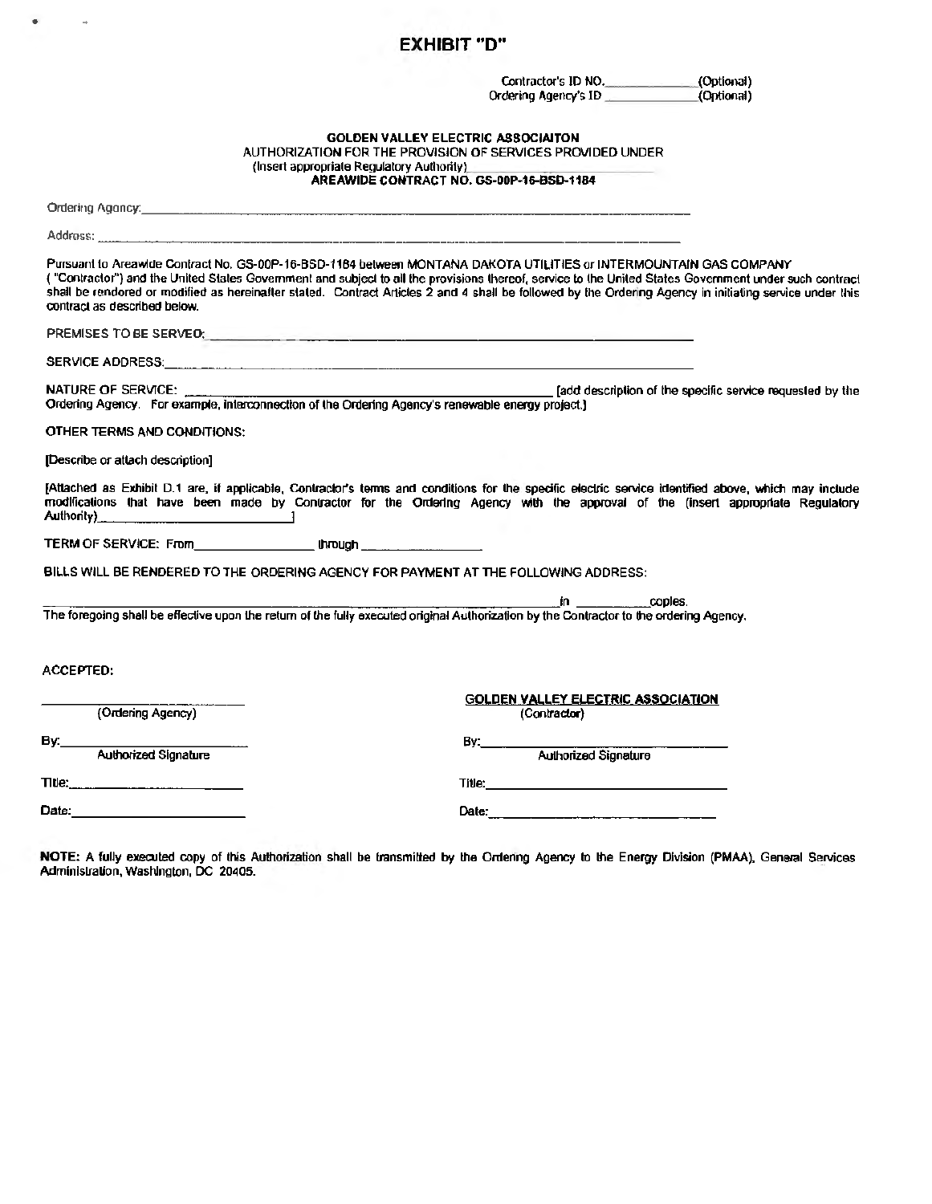# EXHIBIT "D"

Contractor's ID NO.____________(Optional)
Ordering Agency's ID ____________(Optional)

**GOLDEN VALLEY ELECTRIC ASSOCIAITON**
AUTHORIZATION FOR THE PROVISION OF SERVICES PROVIDED UNDER
(Insert appropriate Regulatory Authority)____________________
**AREAWIDE CONTRACT NO. GS-00P-16-BSD-1184**

Ordering Agency:________________________________________________________________

Address: ________________________________________________________________

Pursuant to Areawide Contract No. GS-00P-16-BSD-1184 between MONTANA DAKOTA UTILITIES or INTERMOUNTAIN GAS COMPANY ("Contractor") and the United States Government and subject to all the provisions thereof, service to the United States Government under such contract shall be rendered or modified as hereinafter stated. Contract Articles 2 and 4 shall be followed by the Ordering Agency in initiating service under this contract as described below.

PREMISES TO BE SERVED:________________________________________________________________

SERVICE ADDRESS:________________________________________________________________

NATURE OF SERVICE: ________________________________________ [add description of the specific service requested by the Ordering Agency. For example, interconnection of the Ordering Agency's renewable energy project.]

OTHER TERMS AND CONDITIONS:

[Describe or attach description]

[Attached as Exhibit D.1 are, if applicable, Contractor's terms and conditions for the specific electric service identified above, which may include modifications that have been made by Contractor for the Ordering Agency with the approval of the (insert appropriate Regulatory Authority)____________________]

TERM OF SERVICE: From______________ through ______________

BILLS WILL BE RENDERED TO THE ORDERING AGENCY FOR PAYMENT AT THE FOLLOWING ADDRESS:

________________________________________________________________ in __________copies.
The foregoing shall be effective upon the return of the fully executed original Authorization by the Contractor to the ordering Agency.

ACCEPTED:

| | |
|---|---|
| ____________________ (Ordering Agency) | **GOLDEN VALLEY ELECTRIC ASSOCIATION** (Contractor) |
| By:____________________ Authorized Signature | By:____________________ Authorized Signature |
| Title:____________________ | Title:____________________ |
| Date:____________________ | Date:____________________ |

**NOTE:** A fully executed copy of this Authorization shall be transmitted by the Ordering Agency to the Energy Division (PMAA), General Services Administration, Washington, DC 20405.